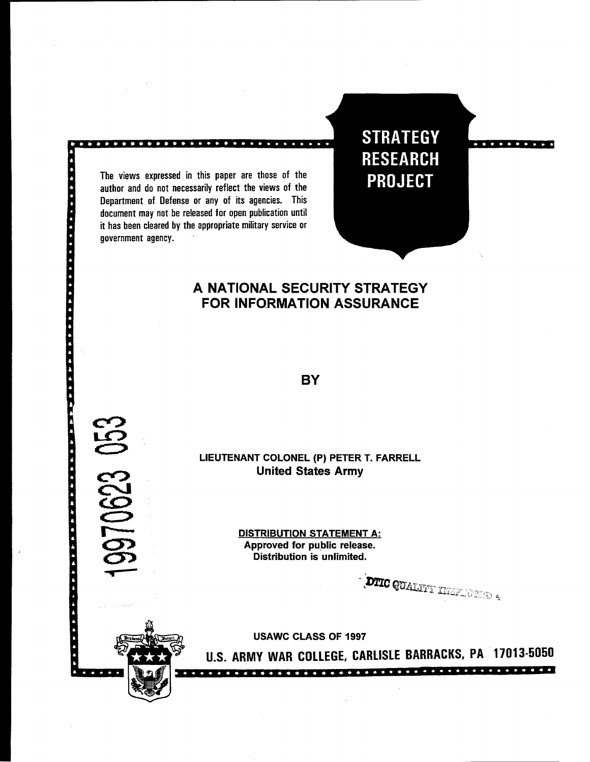**STRATEGY RESEARCH PROJECT**

The views expressed in this paper are those of the author and do not necessarily reflect the views of the Department of Defense or any of its agencies. This document may not be released for open publication until it has been cleared by the appropriate military service or government agency.

# A NATIONAL SECURITY STRATEGY FOR INFORMATION ASSURANCE

**BY**

19970623 053

**LIEUTENANT COLONEL (P) PETER T. FARRELL**
**United States Army**

**DISTRIBUTION STATEMENT A:**
**Approved for public release.**
**Distribution is unlimited.**

DTIC QUALITY INSPECTED 4

**USAWC CLASS OF 1997**

**U.S. ARMY WAR COLLEGE, CARLISLE BARRACKS, PA 17013-5050**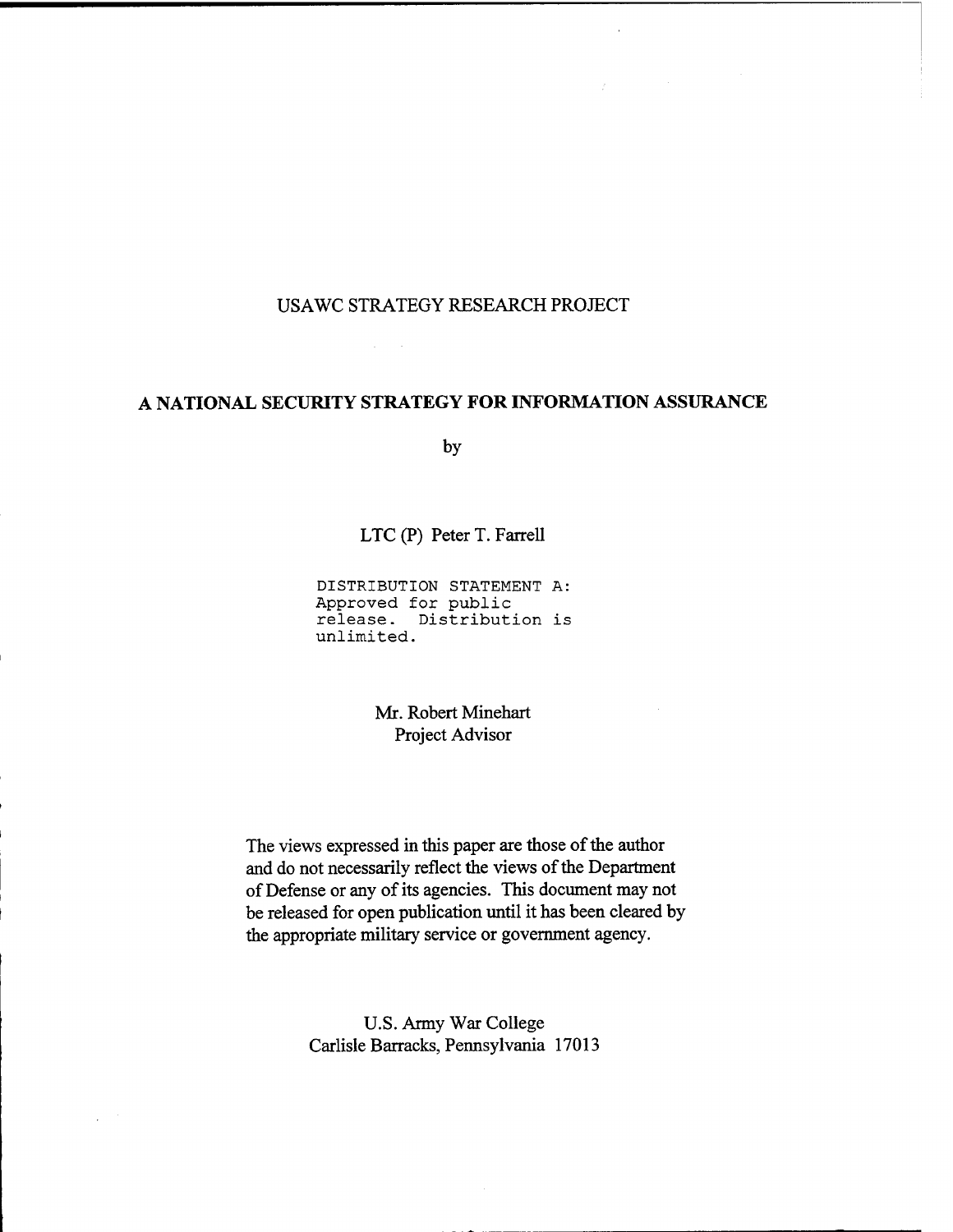USAWC STRATEGY RESEARCH PROJECT

# A NATIONAL SECURITY STRATEGY FOR INFORMATION ASSURANCE

by

LTC (P) Peter T. Farrell

DISTRIBUTION STATEMENT A:
Approved for public release. Distribution is unlimited.

Mr. Robert Minehart
Project Advisor

The views expressed in this paper are those of the author and do not necessarily reflect the views of the Department of Defense or any of its agencies. This document may not be released for open publication until it has been cleared by the appropriate military service or government agency.

U.S. Army War College
Carlisle Barracks, Pennsylvania 17013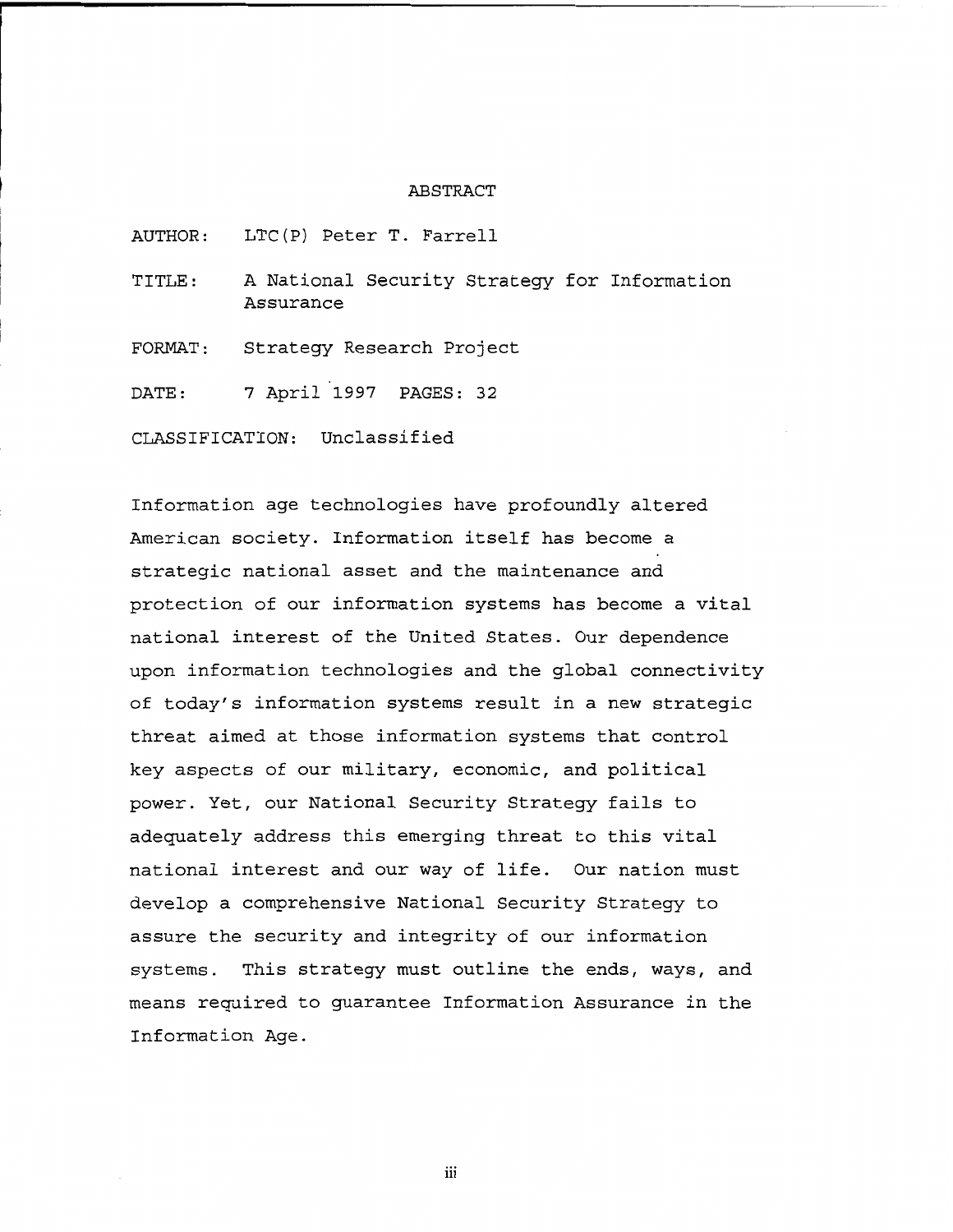# ABSTRACT

AUTHOR: LTC(P) Peter T. Farrell

TITLE: A National Security Strategy for Information Assurance

FORMAT: Strategy Research Project

DATE: 7 April 1997 PAGES: 32

CLASSIFICATION: Unclassified

Information age technologies have profoundly altered American society. Information itself has become a strategic national asset and the maintenance and protection of our information systems has become a vital national interest of the United States. Our dependence upon information technologies and the global connectivity of today's information systems result in a new strategic threat aimed at those information systems that control key aspects of our military, economic, and political power. Yet, our National Security Strategy fails to adequately address this emerging threat to this vital national interest and our way of life. Our nation must develop a comprehensive National Security Strategy to assure the security and integrity of our information systems. This strategy must outline the ends, ways, and means required to guarantee Information Assurance in the Information Age.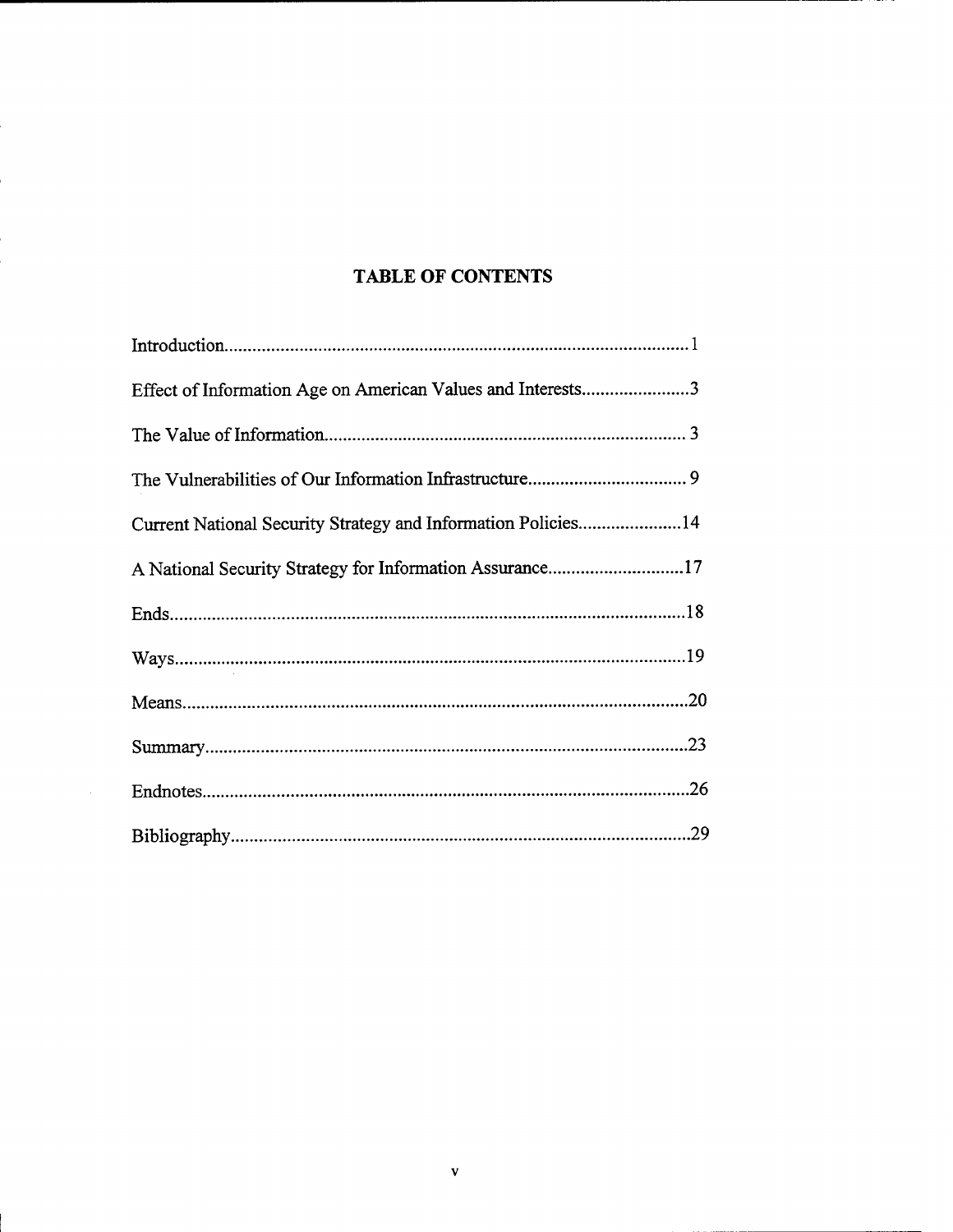## TABLE OF CONTENTS

Introduction....................................................................................................1

Effect of Information Age on American Values and Interests.......................3

The Value of Information.............................................................................. 3

The Vulnerabilities of Our Information Infrastructure.................................. 9

Current National Security Strategy and Information Policies......................14

A National Security Strategy for Information Assurance.............................17

Ends..............................................................................................................18

Ways.............................................................................................................19

Means............................................................................................................20

Summary.......................................................................................................23

Endnotes........................................................................................................26

Bibliography..................................................................................................29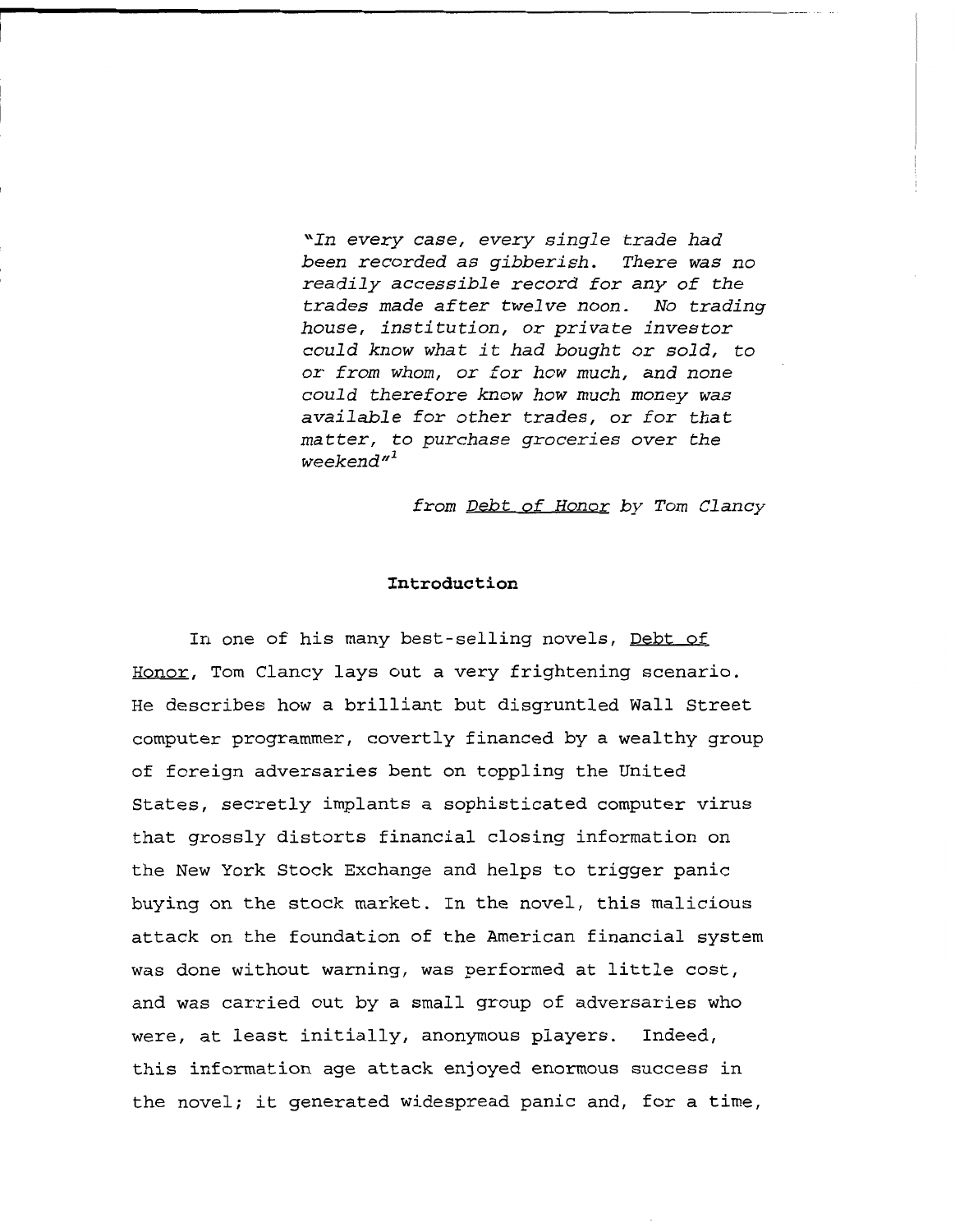*"In every case, every single trade had been recorded as gibberish. There was no readily accessible record for any of the trades made after twelve noon. No trading house, institution, or private investor could know what it had bought or sold, to or from whom, or for how much, and none could therefore know how much money was available for other trades, or for that matter, to purchase groceries over the weekend"*[1]

*from Debt of Honor by Tom Clancy*

**Introduction**

In one of his many best-selling novels, Debt of Honor, Tom Clancy lays out a very frightening scenario. He describes how a brilliant but disgruntled Wall Street computer programmer, covertly financed by a wealthy group of foreign adversaries bent on toppling the United States, secretly implants a sophisticated computer virus that grossly distorts financial closing information on the New York Stock Exchange and helps to trigger panic buying on the stock market. In the novel, this malicious attack on the foundation of the American financial system was done without warning, was performed at little cost, and was carried out by a small group of adversaries who were, at least initially, anonymous players. Indeed, this information age attack enjoyed enormous success in the novel; it generated widespread panic and, for a time,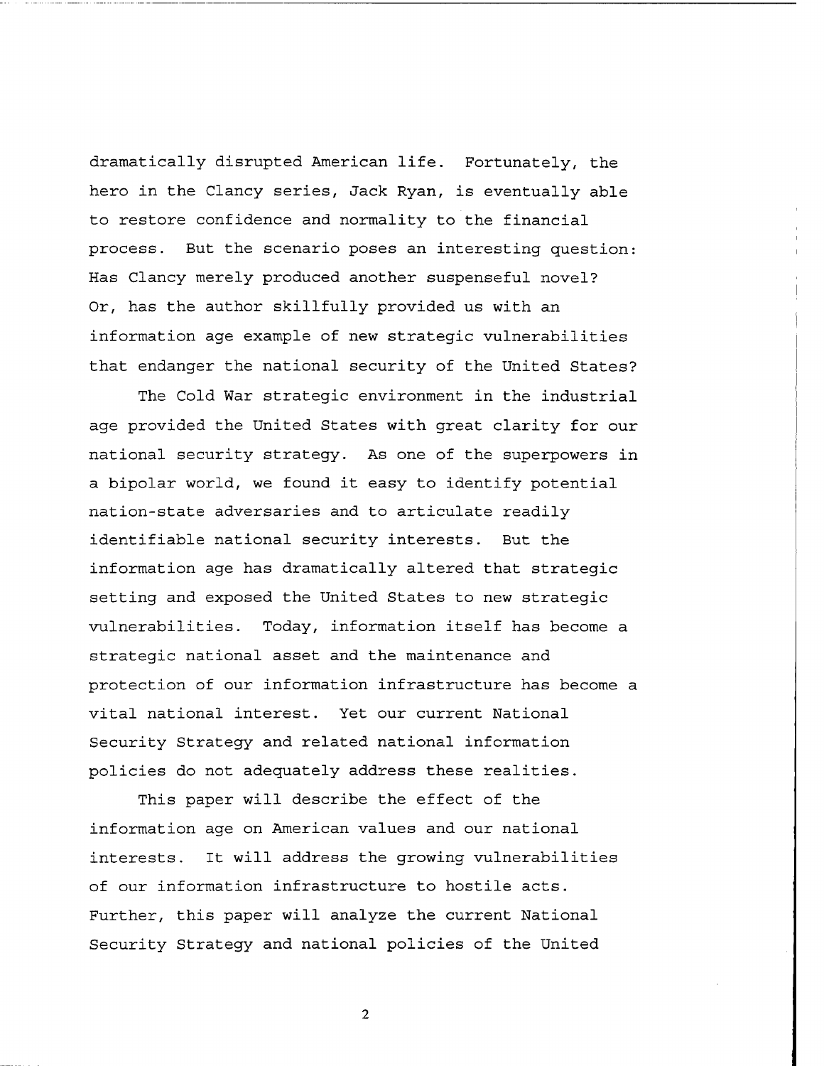dramatically disrupted American life. Fortunately, the hero in the Clancy series, Jack Ryan, is eventually able to restore confidence and normality to the financial process. But the scenario poses an interesting question: Has Clancy merely produced another suspenseful novel? Or, has the author skillfully provided us with an information age example of new strategic vulnerabilities that endanger the national security of the United States?

The Cold War strategic environment in the industrial age provided the United States with great clarity for our national security strategy. As one of the superpowers in a bipolar world, we found it easy to identify potential nation-state adversaries and to articulate readily identifiable national security interests. But the information age has dramatically altered that strategic setting and exposed the United States to new strategic vulnerabilities. Today, information itself has become a strategic national asset and the maintenance and protection of our information infrastructure has become a vital national interest. Yet our current National Security Strategy and related national information policies do not adequately address these realities.

This paper will describe the effect of the information age on American values and our national interests. It will address the growing vulnerabilities of our information infrastructure to hostile acts. Further, this paper will analyze the current National Security Strategy and national policies of the United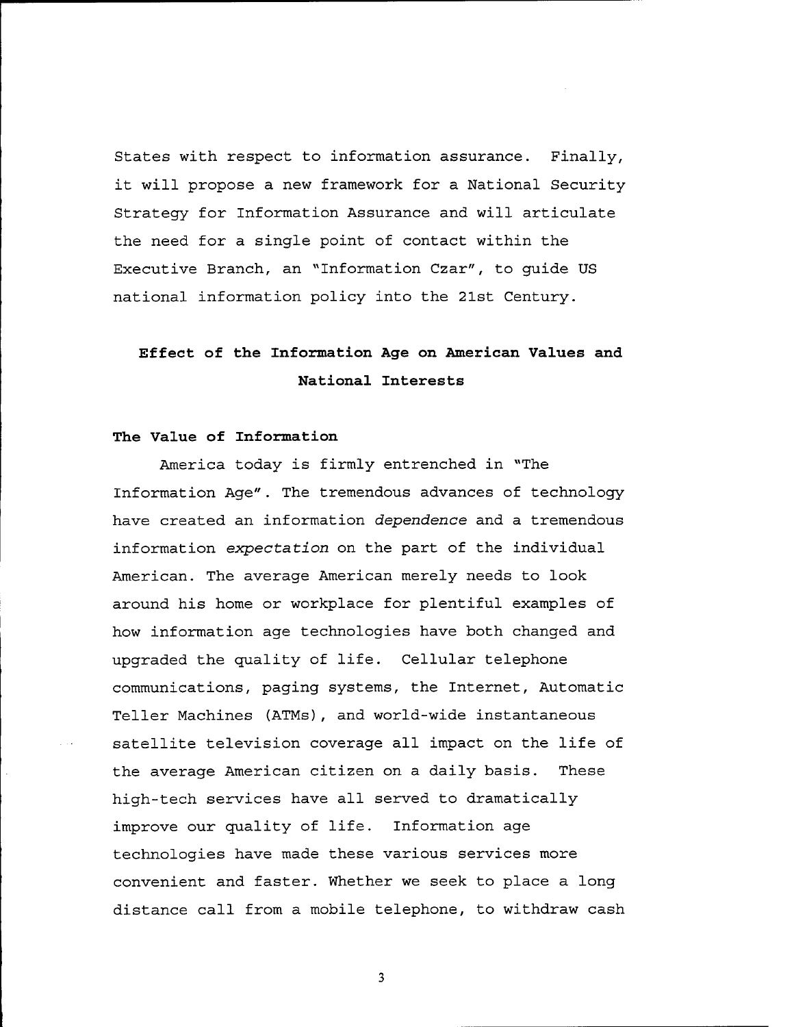States with respect to information assurance. Finally, it will propose a new framework for a National Security Strategy for Information Assurance and will articulate the need for a single point of contact within the Executive Branch, an "Information Czar", to guide US national information policy into the 21st Century.

## Effect of the Information Age on American Values and National Interests

### The Value of Information

America today is firmly entrenched in "The Information Age". The tremendous advances of technology have created an information *dependence* and a tremendous information *expectation* on the part of the individual American. The average American merely needs to look around his home or workplace for plentiful examples of how information age technologies have both changed and upgraded the quality of life. Cellular telephone communications, paging systems, the Internet, Automatic Teller Machines (ATMs), and world-wide instantaneous satellite television coverage all impact on the life of the average American citizen on a daily basis. These high-tech services have all served to dramatically improve our quality of life. Information age technologies have made these various services more convenient and faster. Whether we seek to place a long distance call from a mobile telephone, to withdraw cash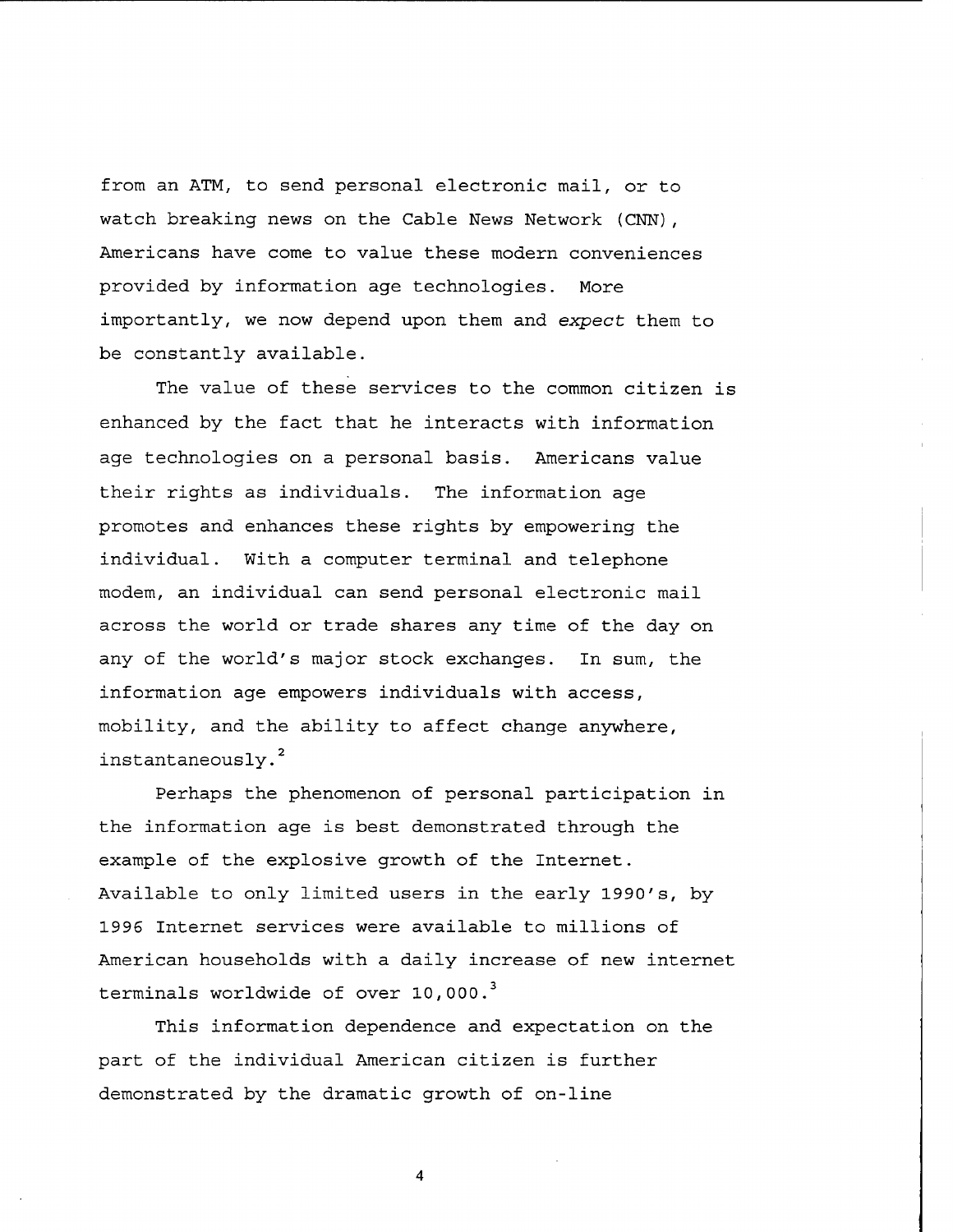from an ATM, to send personal electronic mail, or to watch breaking news on the Cable News Network (CNN), Americans have come to value these modern conveniences provided by information age technologies. More importantly, we now depend upon them and *expect* them to be constantly available.

The value of these services to the common citizen is enhanced by the fact that he interacts with information age technologies on a personal basis. Americans value their rights as individuals. The information age promotes and enhances these rights by empowering the individual. With a computer terminal and telephone modem, an individual can send personal electronic mail across the world or trade shares any time of the day on any of the world's major stock exchanges. In sum, the information age empowers individuals with access, mobility, and the ability to affect change anywhere, instantaneously.[2]

Perhaps the phenomenon of personal participation in the information age is best demonstrated through the example of the explosive growth of the Internet. Available to only limited users in the early 1990's, by 1996 Internet services were available to millions of American households with a daily increase of new internet terminals worldwide of over 10,000.[3]

This information dependence and expectation on the part of the individual American citizen is further demonstrated by the dramatic growth of on-line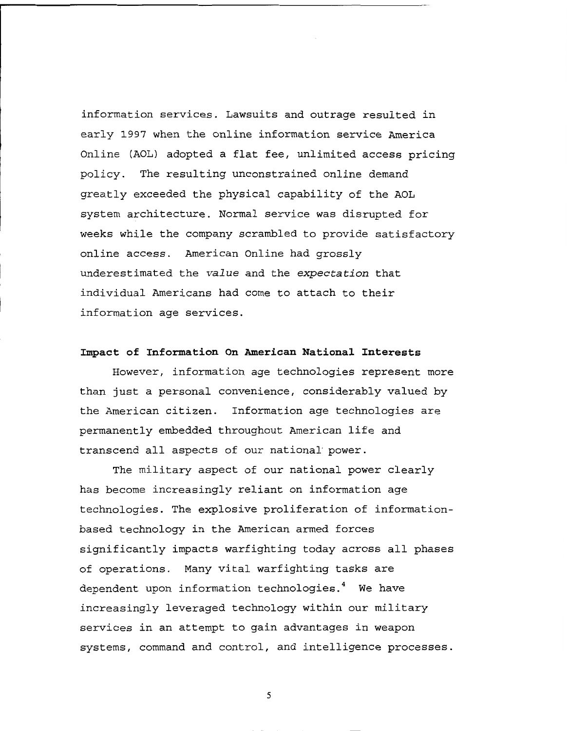information services. Lawsuits and outrage resulted in early 1997 when the online information service America Online (AOL) adopted a flat fee, unlimited access pricing policy. The resulting unconstrained online demand greatly exceeded the physical capability of the AOL system architecture. Normal service was disrupted for weeks while the company scrambled to provide satisfactory online access. American Online had grossly underestimated the *value* and the *expectation* that individual Americans had come to attach to their information age services.

**Impact of Information On American National Interests**

However, information age technologies represent more than just a personal convenience, considerably valued by the American citizen. Information age technologies are permanently embedded throughout American life and transcend all aspects of our national power.

The military aspect of our national power clearly has become increasingly reliant on information age technologies. The explosive proliferation of information-based technology in the American armed forces significantly impacts warfighting today across all phases of operations. Many vital warfighting tasks are dependent upon information technologies.[4] We have increasingly leveraged technology within our military services in an attempt to gain advantages in weapon systems, command and control, and intelligence processes.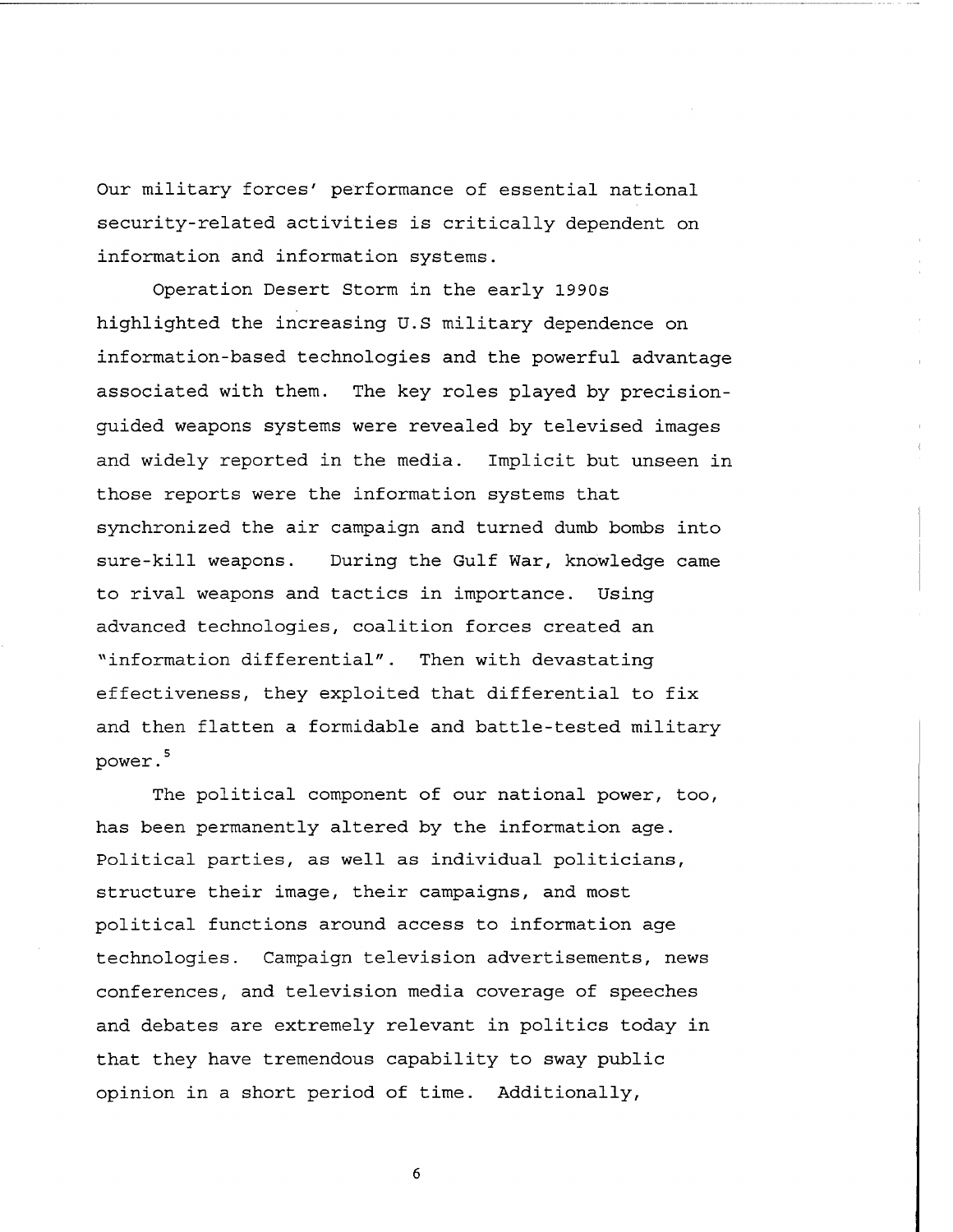Our military forces' performance of essential national security-related activities is critically dependent on information and information systems.

Operation Desert Storm in the early 1990s highlighted the increasing U.S military dependence on information-based technologies and the powerful advantage associated with them. The key roles played by precision-guided weapons systems were revealed by televised images and widely reported in the media. Implicit but unseen in those reports were the information systems that synchronized the air campaign and turned dumb bombs into sure-kill weapons. During the Gulf War, knowledge came to rival weapons and tactics in importance. Using advanced technologies, coalition forces created an "information differential". Then with devastating effectiveness, they exploited that differential to fix and then flatten a formidable and battle-tested military power.[5]

The political component of our national power, too, has been permanently altered by the information age. Political parties, as well as individual politicians, structure their image, their campaigns, and most political functions around access to information age technologies. Campaign television advertisements, news conferences, and television media coverage of speeches and debates are extremely relevant in politics today in that they have tremendous capability to sway public opinion in a short period of time. Additionally,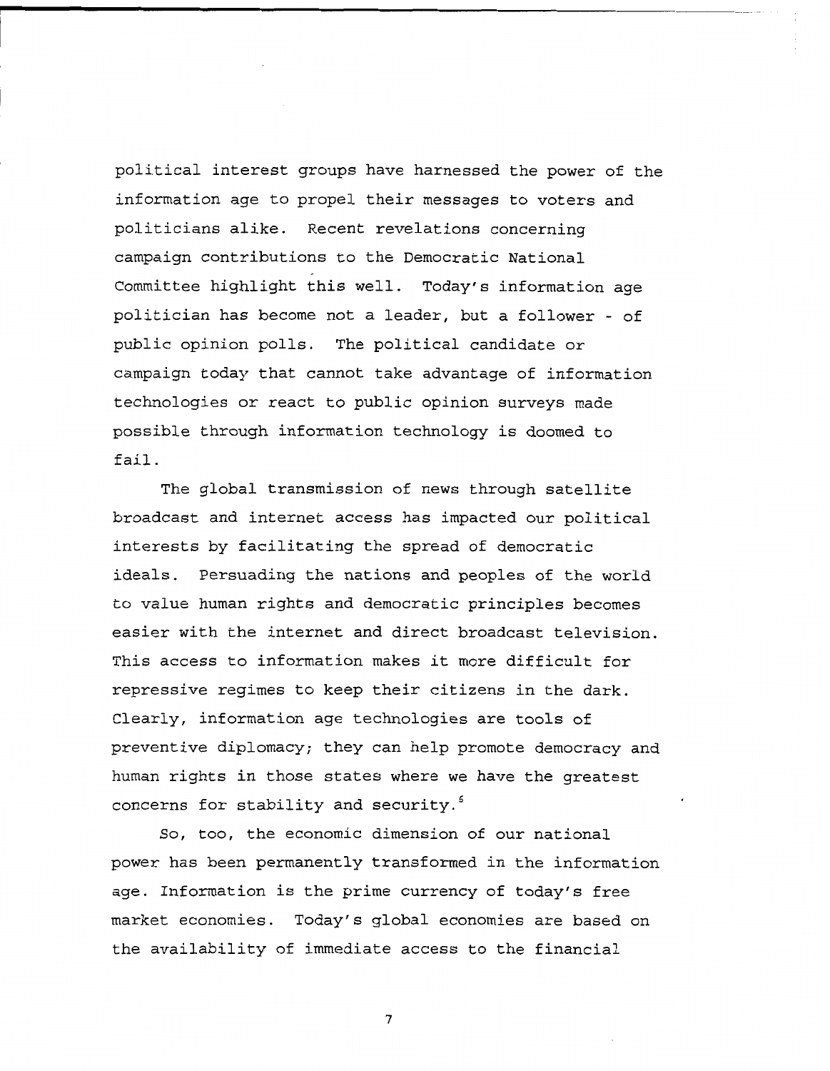political interest groups have harnessed the power of the information age to propel their messages to voters and politicians alike. Recent revelations concerning campaign contributions to the Democratic National Committee highlight this well. Today's information age politician has become not a leader, but a follower - of public opinion polls. The political candidate or campaign today that cannot take advantage of information technologies or react to public opinion surveys made possible through information technology is doomed to fail.

The global transmission of news through satellite broadcast and internet access has impacted our political interests by facilitating the spread of democratic ideals. Persuading the nations and peoples of the world to value human rights and democratic principles becomes easier with the internet and direct broadcast television. This access to information makes it more difficult for repressive regimes to keep their citizens in the dark. Clearly, information age technologies are tools of preventive diplomacy; they can help promote democracy and human rights in those states where we have the greatest concerns for stability and security.[6]

So, too, the economic dimension of our national power has been permanently transformed in the information age. Information is the prime currency of today's free market economies. Today's global economies are based on the availability of immediate access to the financial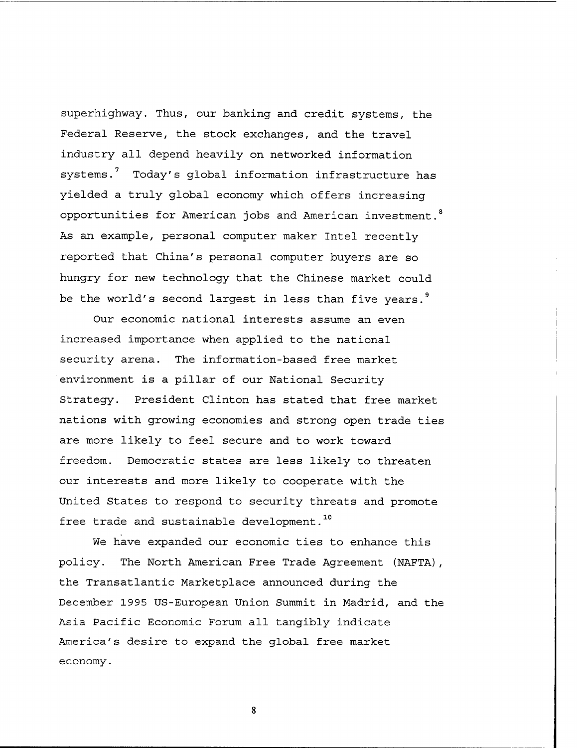superhighway. Thus, our banking and credit systems, the Federal Reserve, the stock exchanges, and the travel industry all depend heavily on networked information systems.[7] Today's global information infrastructure has yielded a truly global economy which offers increasing opportunities for American jobs and American investment.[8] As an example, personal computer maker Intel recently reported that China's personal computer buyers are so hungry for new technology that the Chinese market could be the world's second largest in less than five years.[9]

Our economic national interests assume an even increased importance when applied to the national security arena. The information-based free market environment is a pillar of our National Security Strategy. President Clinton has stated that free market nations with growing economies and strong open trade ties are more likely to feel secure and to work toward freedom. Democratic states are less likely to threaten our interests and more likely to cooperate with the United States to respond to security threats and promote free trade and sustainable development.[10]

We have expanded our economic ties to enhance this policy. The North American Free Trade Agreement (NAFTA), the Transatlantic Marketplace announced during the December 1995 US-European Union Summit in Madrid, and the Asia Pacific Economic Forum all tangibly indicate America's desire to expand the global free market economy.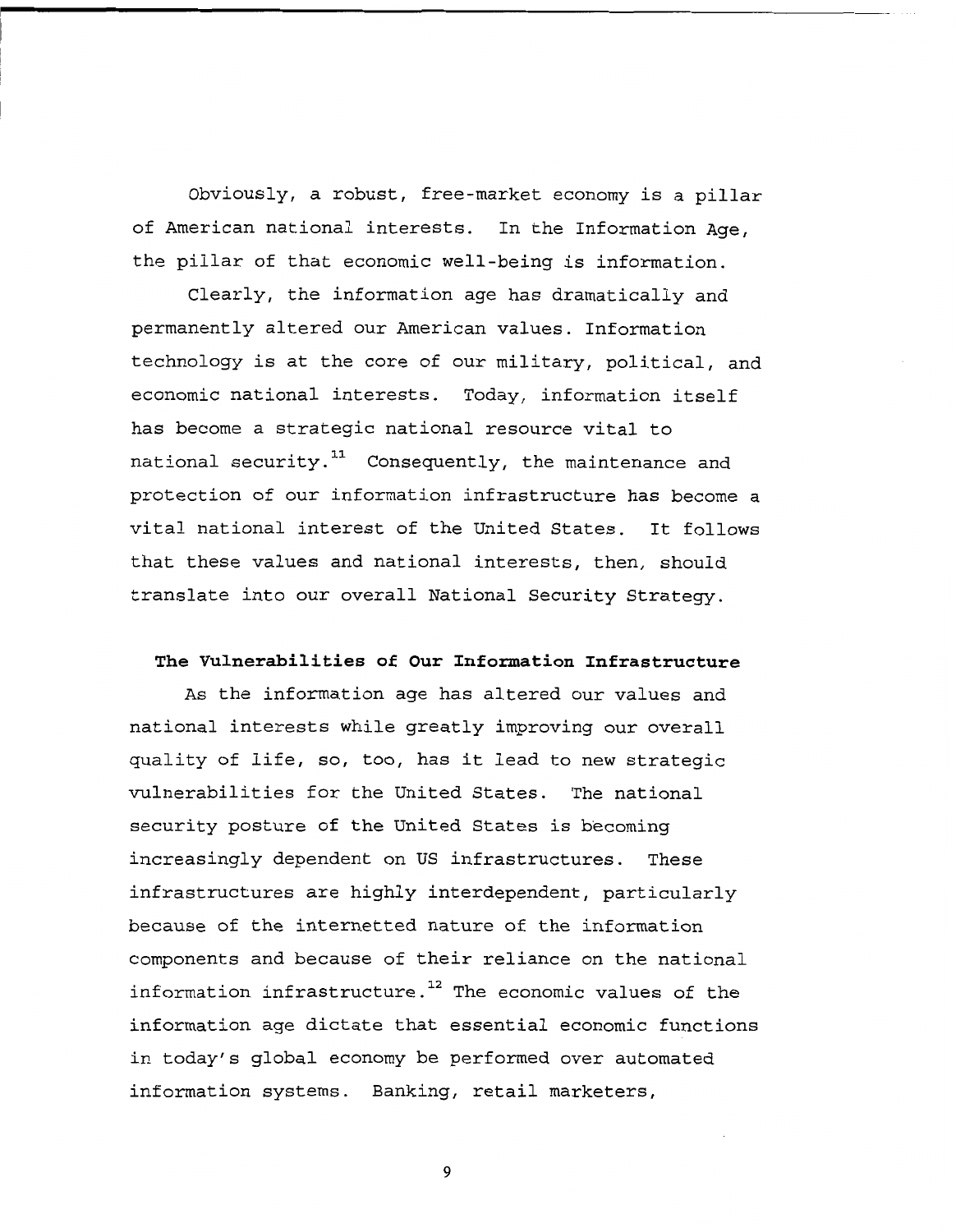Obviously, a robust, free-market economy is a pillar of American national interests. In the Information Age, the pillar of that economic well-being is information.

Clearly, the information age has dramatically and permanently altered our American values. Information technology is at the core of our military, political, and economic national interests. Today, information itself has become a strategic national resource vital to national security.[11] Consequently, the maintenance and protection of our information infrastructure has become a vital national interest of the United States. It follows that these values and national interests, then, should translate into our overall National Security Strategy.

**The Vulnerabilities of Our Information Infrastructure**

As the information age has altered our values and national interests while greatly improving our overall quality of life, so, too, has it lead to new strategic vulnerabilities for the United States. The national security posture of the United States is becoming increasingly dependent on US infrastructures. These infrastructures are highly interdependent, particularly because of the internetted nature of the information components and because of their reliance on the national information infrastructure.[12] The economic values of the information age dictate that essential economic functions in today's global economy be performed over automated information systems. Banking, retail marketers,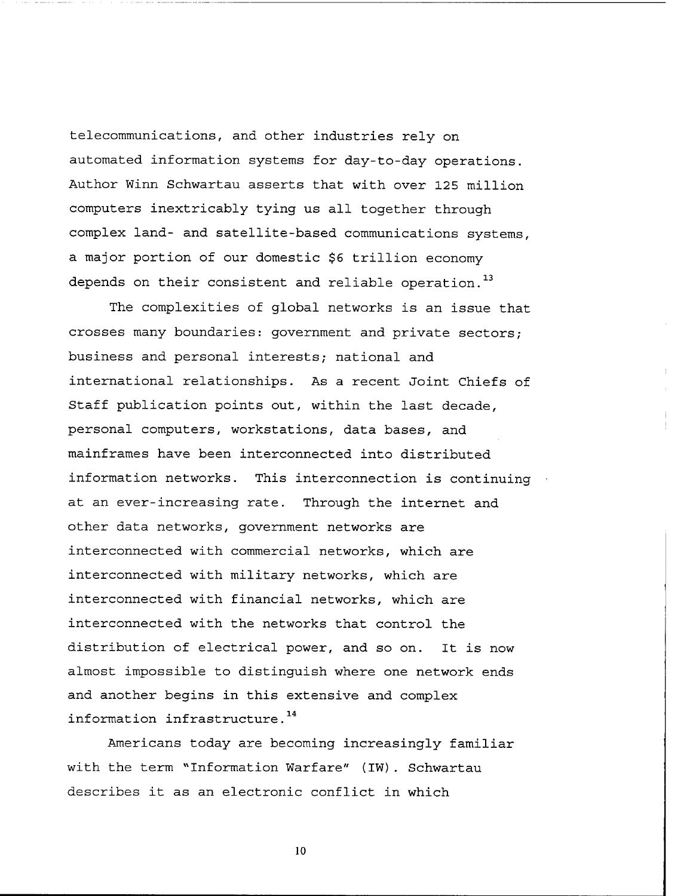telecommunications, and other industries rely on automated information systems for day-to-day operations. Author Winn Schwartau asserts that with over 125 million computers inextricably tying us all together through complex land- and satellite-based communications systems, a major portion of our domestic $6 trillion economy depends on their consistent and reliable operation.[13]

The complexities of global networks is an issue that crosses many boundaries: government and private sectors; business and personal interests; national and international relationships. As a recent Joint Chiefs of Staff publication points out, within the last decade, personal computers, workstations, data bases, and mainframes have been interconnected into distributed information networks. This interconnection is continuing at an ever-increasing rate. Through the internet and other data networks, government networks are interconnected with commercial networks, which are interconnected with military networks, which are interconnected with financial networks, which are interconnected with the networks that control the distribution of electrical power, and so on. It is now almost impossible to distinguish where one network ends and another begins in this extensive and complex information infrastructure.[14]

Americans today are becoming increasingly familiar with the term "Information Warfare" (IW). Schwartau describes it as an electronic conflict in which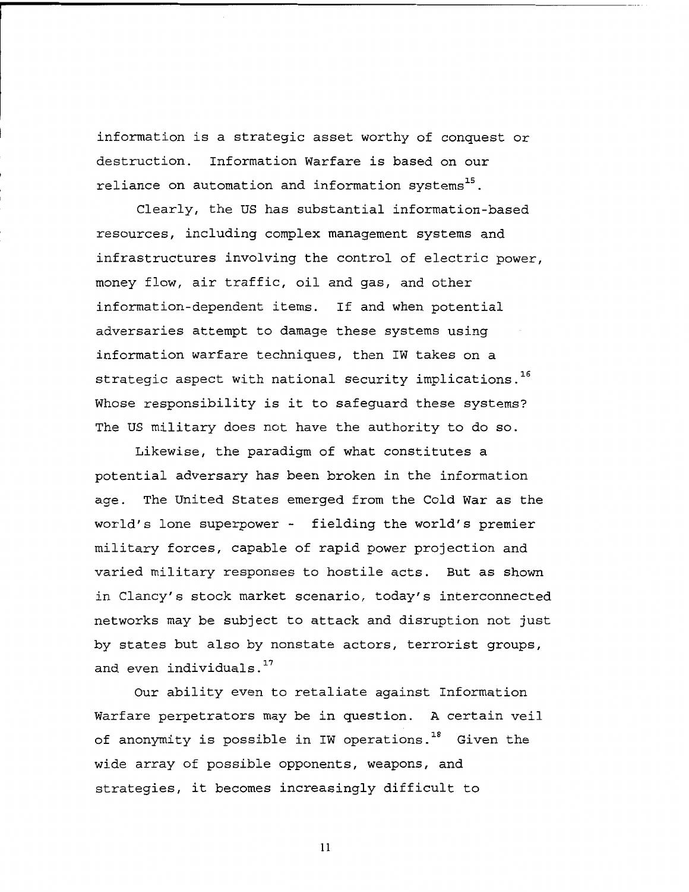information is a strategic asset worthy of conquest or destruction. Information Warfare is based on our reliance on automation and information systems[15].

Clearly, the US has substantial information-based resources, including complex management systems and infrastructures involving the control of electric power, money flow, air traffic, oil and gas, and other information-dependent items. If and when potential adversaries attempt to damage these systems using information warfare techniques, then IW takes on a strategic aspect with national security implications.[16] Whose responsibility is it to safeguard these systems? The US military does not have the authority to do so.

Likewise, the paradigm of what constitutes a potential adversary has been broken in the information age. The United States emerged from the Cold War as the world's lone superpower - fielding the world's premier military forces, capable of rapid power projection and varied military responses to hostile acts. But as shown in Clancy's stock market scenario, today's interconnected networks may be subject to attack and disruption not just by states but also by nonstate actors, terrorist groups, and even individuals.[17]

Our ability even to retaliate against Information Warfare perpetrators may be in question. A certain veil of anonymity is possible in IW operations.[18] Given the wide array of possible opponents, weapons, and strategies, it becomes increasingly difficult to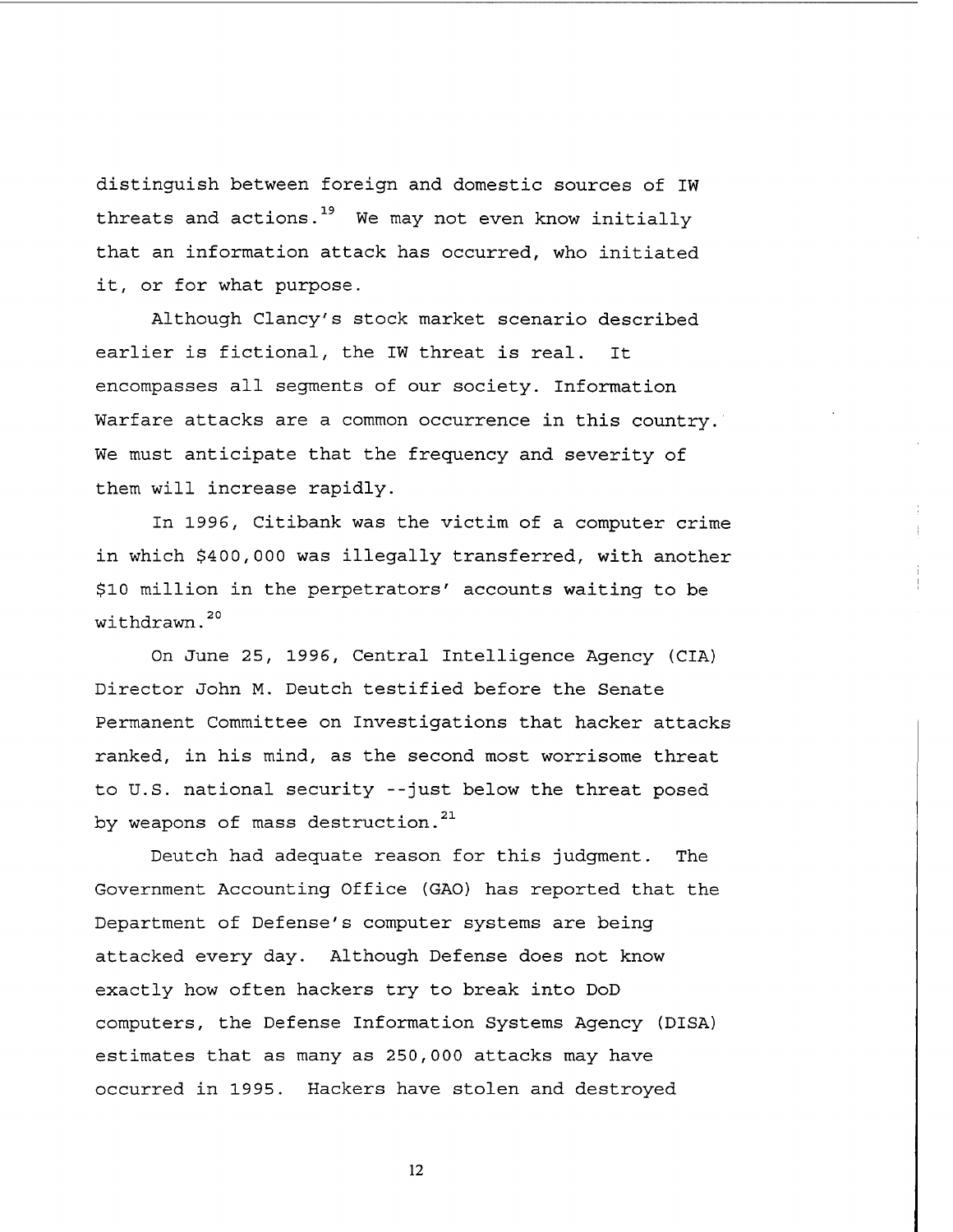distinguish between foreign and domestic sources of IW threats and actions.[19] We may not even know initially that an information attack has occurred, who initiated it, or for what purpose.

Although Clancy's stock market scenario described earlier is fictional, the IW threat is real. It encompasses all segments of our society. Information Warfare attacks are a common occurrence in this country. We must anticipate that the frequency and severity of them will increase rapidly.

In 1996, Citibank was the victim of a computer crime in which $400,000 was illegally transferred, with another $10 million in the perpetrators' accounts waiting to be withdrawn.[20]

On June 25, 1996, Central Intelligence Agency (CIA) Director John M. Deutch testified before the Senate Permanent Committee on Investigations that hacker attacks ranked, in his mind, as the second most worrisome threat to U.S. national security --just below the threat posed by weapons of mass destruction.[21]

Deutch had adequate reason for this judgment. The Government Accounting Office (GAO) has reported that the Department of Defense's computer systems are being attacked every day. Although Defense does not know exactly how often hackers try to break into DoD computers, the Defense Information Systems Agency (DISA) estimates that as many as 250,000 attacks may have occurred in 1995. Hackers have stolen and destroyed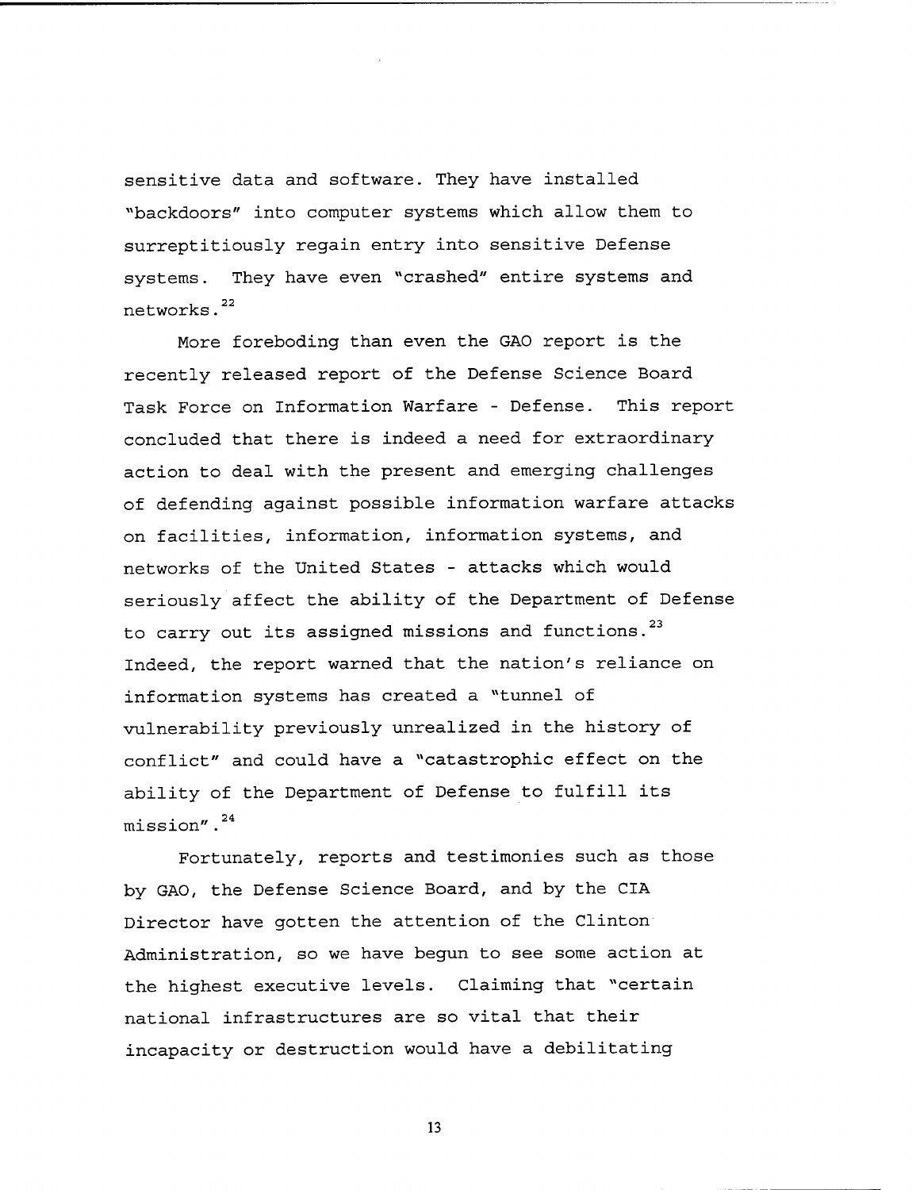sensitive data and software. They have installed "backdoors" into computer systems which allow them to surreptitiously regain entry into sensitive Defense systems. They have even "crashed" entire systems and networks.[22]

More foreboding than even the GAO report is the recently released report of the Defense Science Board Task Force on Information Warfare - Defense. This report concluded that there is indeed a need for extraordinary action to deal with the present and emerging challenges of defending against possible information warfare attacks on facilities, information, information systems, and networks of the United States - attacks which would seriously affect the ability of the Department of Defense to carry out its assigned missions and functions.[23] Indeed, the report warned that the nation's reliance on information systems has created a "tunnel of vulnerability previously unrealized in the history of conflict" and could have a "catastrophic effect on the ability of the Department of Defense to fulfill its mission".[24]

Fortunately, reports and testimonies such as those by GAO, the Defense Science Board, and by the CIA Director have gotten the attention of the Clinton Administration, so we have begun to see some action at the highest executive levels. Claiming that "certain national infrastructures are so vital that their incapacity or destruction would have a debilitating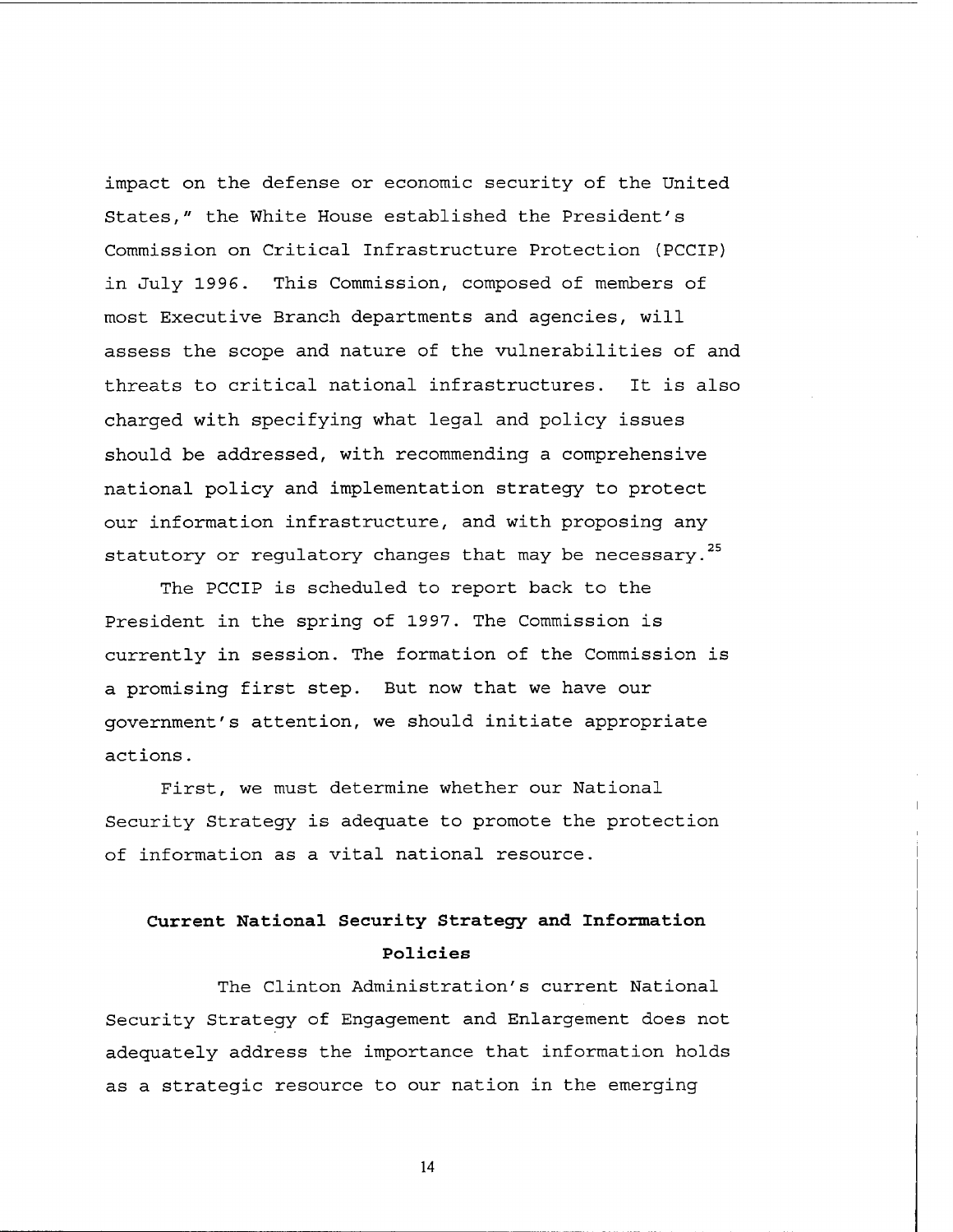impact on the defense or economic security of the United States," the White House established the President's Commission on Critical Infrastructure Protection (PCCIP) in July 1996. This Commission, composed of members of most Executive Branch departments and agencies, will assess the scope and nature of the vulnerabilities of and threats to critical national infrastructures. It is also charged with specifying what legal and policy issues should be addressed, with recommending a comprehensive national policy and implementation strategy to protect our information infrastructure, and with proposing any statutory or regulatory changes that may be necessary.[25]

The PCCIP is scheduled to report back to the President in the spring of 1997. The Commission is currently in session. The formation of the Commission is a promising first step. But now that we have our government's attention, we should initiate appropriate actions.

First, we must determine whether our National Security Strategy is adequate to promote the protection of information as a vital national resource.

## Current National Security Strategy and Information Policies

The Clinton Administration's current National Security Strategy of Engagement and Enlargement does not adequately address the importance that information holds as a strategic resource to our nation in the emerging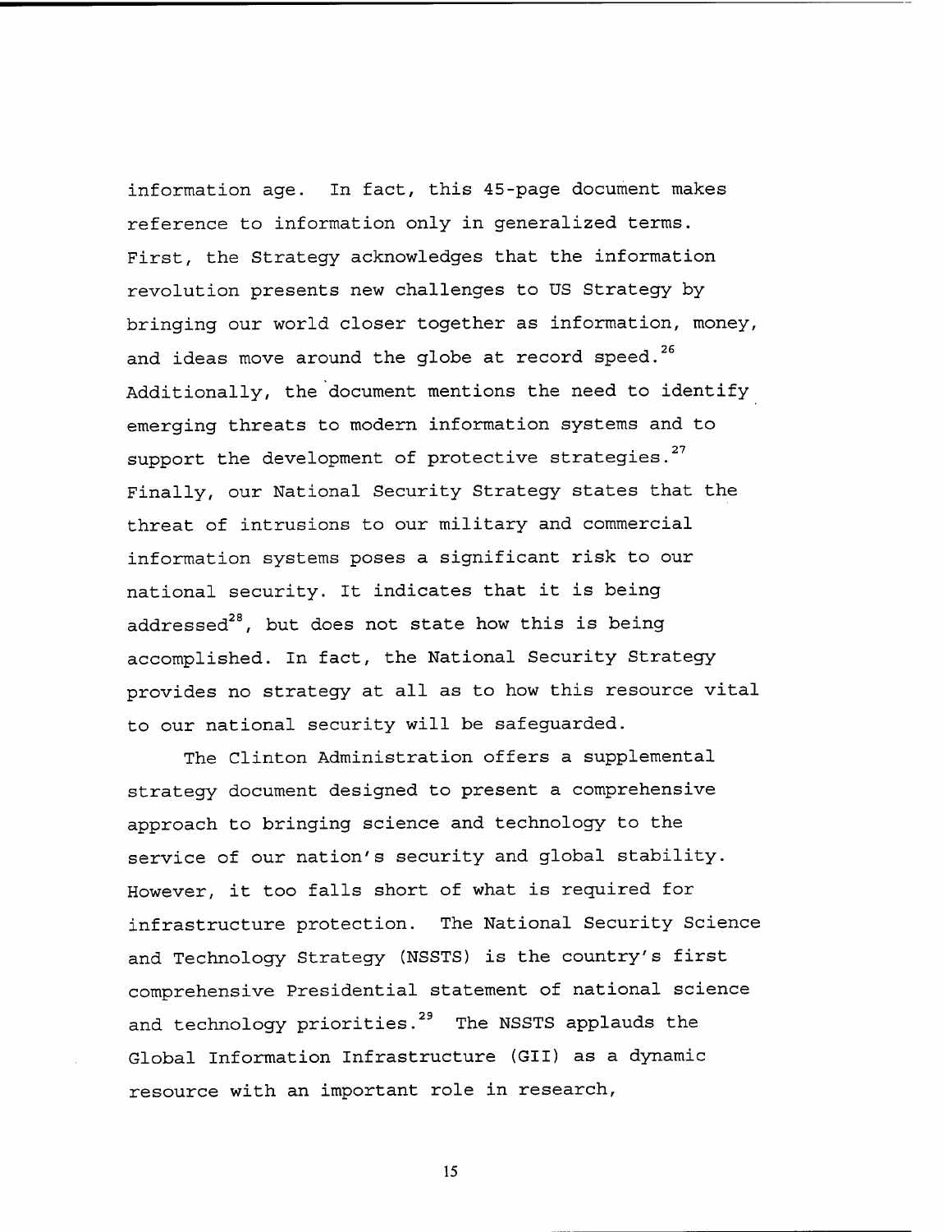information age. In fact, this 45-page document makes reference to information only in generalized terms. First, the Strategy acknowledges that the information revolution presents new challenges to US Strategy by bringing our world closer together as information, money, and ideas move around the globe at record speed.[26] Additionally, the document mentions the need to identify emerging threats to modern information systems and to support the development of protective strategies.[27] Finally, our National Security Strategy states that the threat of intrusions to our military and commercial information systems poses a significant risk to our national security. It indicates that it is being addressed[28], but does not state how this is being accomplished. In fact, the National Security Strategy provides no strategy at all as to how this resource vital to our national security will be safeguarded.

The Clinton Administration offers a supplemental strategy document designed to present a comprehensive approach to bringing science and technology to the service of our nation's security and global stability. However, it too falls short of what is required for infrastructure protection. The National Security Science and Technology Strategy (NSSTS) is the country's first comprehensive Presidential statement of national science and technology priorities.[29] The NSSTS applauds the Global Information Infrastructure (GII) as a dynamic resource with an important role in research,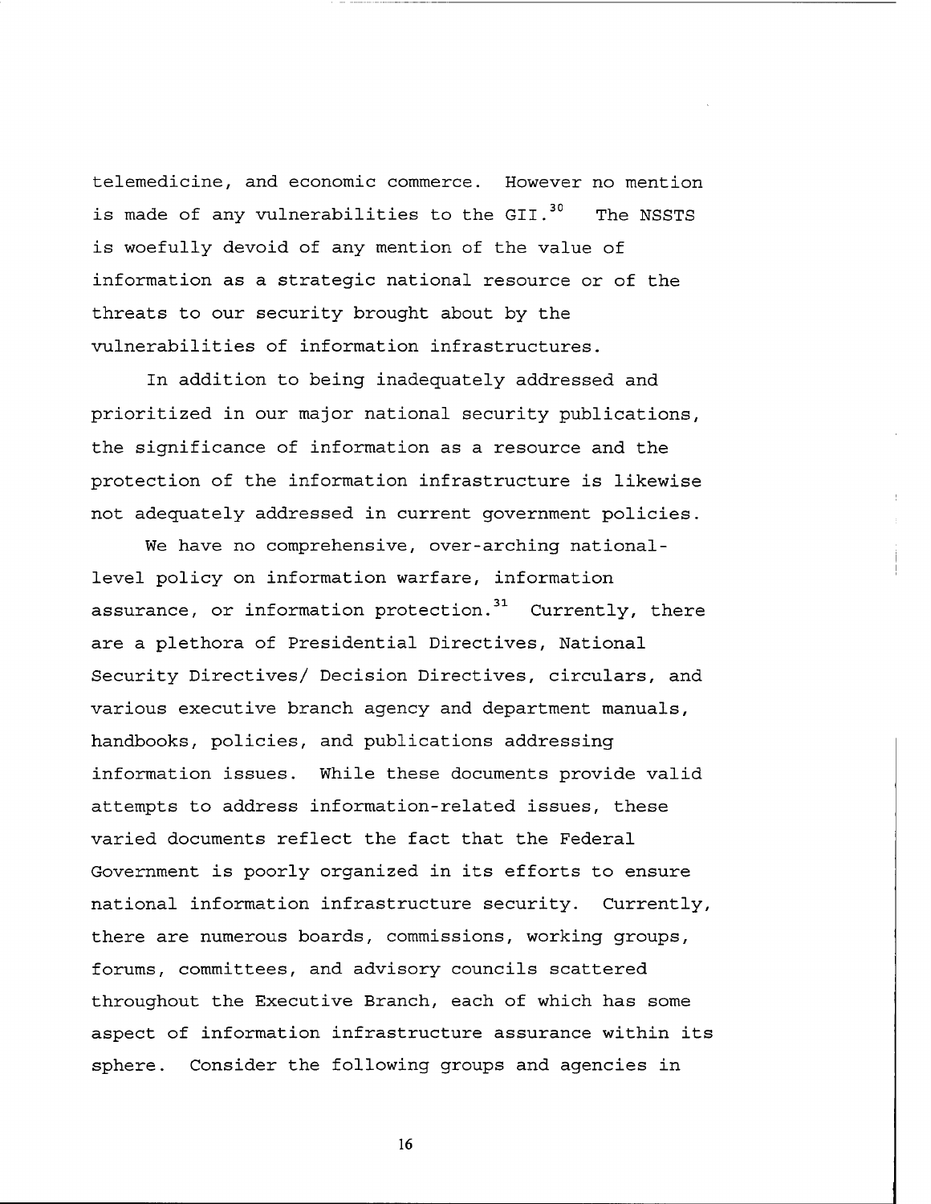telemedicine, and economic commerce. However no mention is made of any vulnerabilities to the GII.[30] The NSSTS is woefully devoid of any mention of the value of information as a strategic national resource or of the threats to our security brought about by the vulnerabilities of information infrastructures.

In addition to being inadequately addressed and prioritized in our major national security publications, the significance of information as a resource and the protection of the information infrastructure is likewise not adequately addressed in current government policies.

We have no comprehensive, over-arching national-level policy on information warfare, information assurance, or information protection.[31] Currently, there are a plethora of Presidential Directives, National Security Directives/ Decision Directives, circulars, and various executive branch agency and department manuals, handbooks, policies, and publications addressing information issues. While these documents provide valid attempts to address information-related issues, these varied documents reflect the fact that the Federal Government is poorly organized in its efforts to ensure national information infrastructure security. Currently, there are numerous boards, commissions, working groups, forums, committees, and advisory councils scattered throughout the Executive Branch, each of which has some aspect of information infrastructure assurance within its sphere. Consider the following groups and agencies in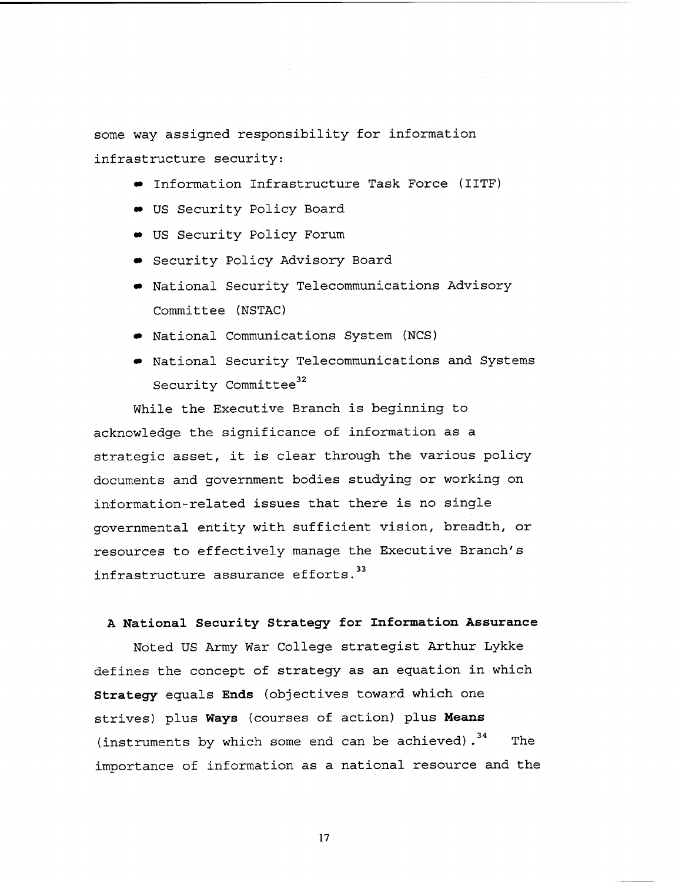some way assigned responsibility for information infrastructure security:

- Information Infrastructure Task Force (IITF)
- US Security Policy Board
- US Security Policy Forum
- Security Policy Advisory Board
- National Security Telecommunications Advisory Committee (NSTAC)
- National Communications System (NCS)
- National Security Telecommunications and Systems Security Committee[32]

While the Executive Branch is beginning to acknowledge the significance of information as a strategic asset, it is clear through the various policy documents and government bodies studying or working on information-related issues that there is no single governmental entity with sufficient vision, breadth, or resources to effectively manage the Executive Branch's infrastructure assurance efforts.[33]

**A National Security Strategy for Information Assurance**

Noted US Army War College strategist Arthur Lykke defines the concept of strategy as an equation in which **Strategy** equals **Ends** (objectives toward which one strives) plus **Ways** (courses of action) plus **Means** (instruments by which some end can be achieved).[34] The importance of information as a national resource and the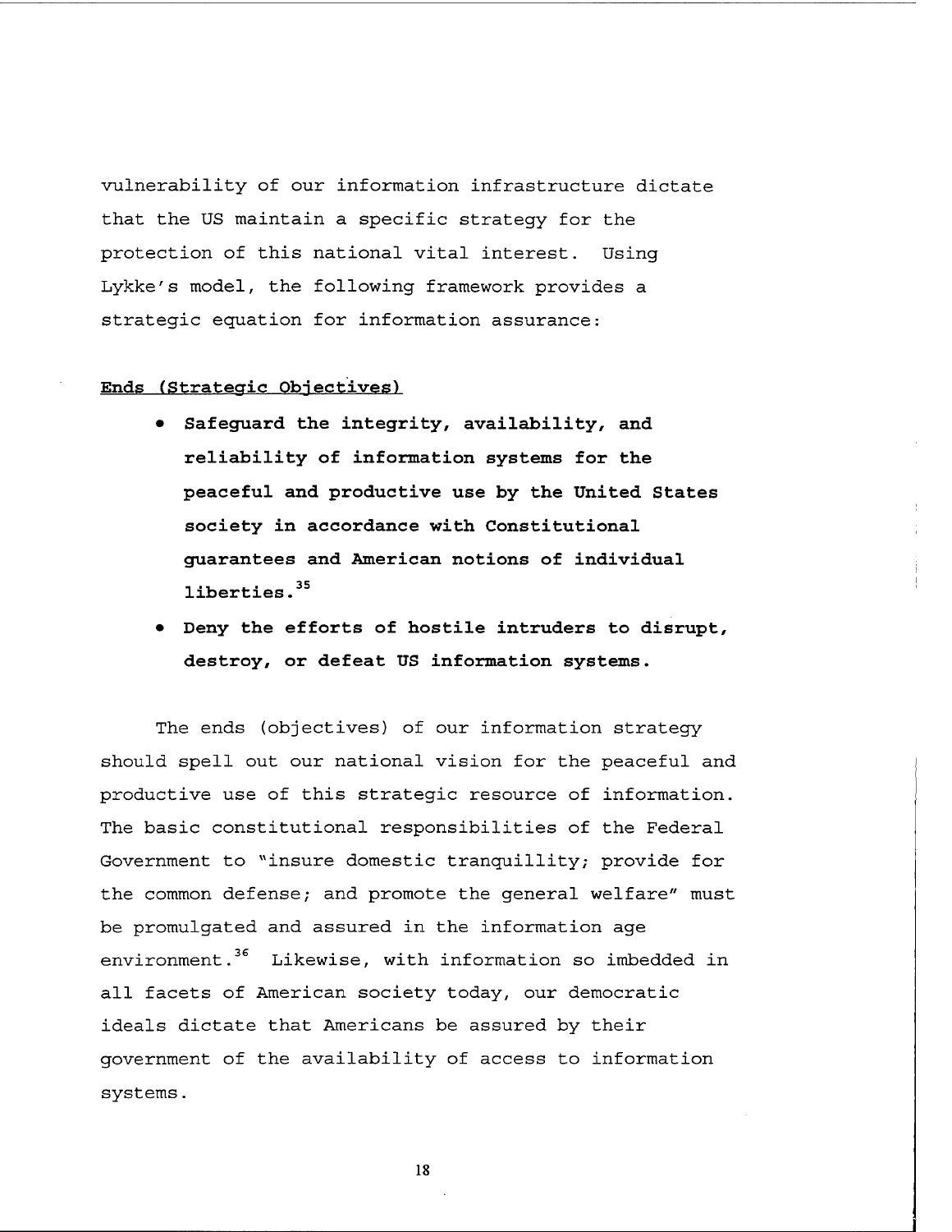vulnerability of our information infrastructure dictate that the US maintain a specific strategy for the protection of this national vital interest. Using Lykke's model, the following framework provides a strategic equation for information assurance:

**Ends (Strategic Objectives)**

- **Safeguard the integrity, availability, and reliability of information systems for the peaceful and productive use by the United States society in accordance with Constitutional guarantees and American notions of individual liberties.**[35]
- **Deny the efforts of hostile intruders to disrupt, destroy, or defeat US information systems.**

The ends (objectives) of our information strategy should spell out our national vision for the peaceful and productive use of this strategic resource of information. The basic constitutional responsibilities of the Federal Government to "insure domestic tranquillity; provide for the common defense; and promote the general welfare" must be promulgated and assured in the information age environment.[36] Likewise, with information so imbedded in all facets of American society today, our democratic ideals dictate that Americans be assured by their government of the availability of access to information systems.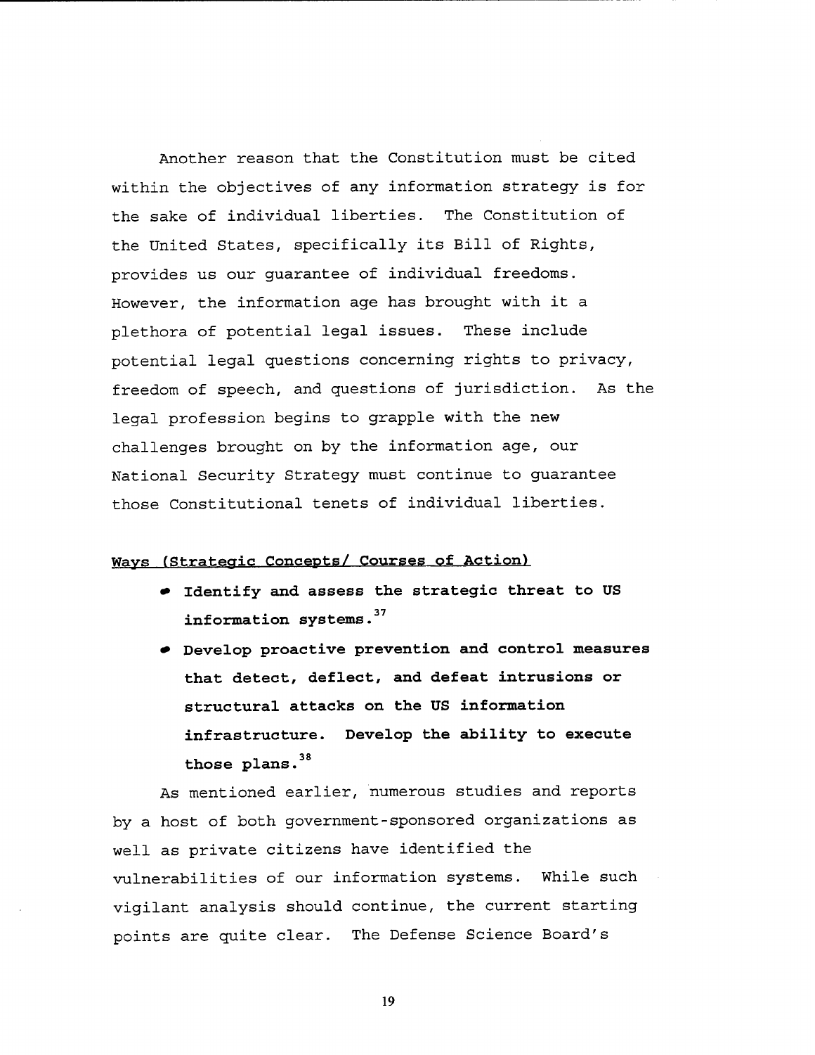Another reason that the Constitution must be cited within the objectives of any information strategy is for the sake of individual liberties. The Constitution of the United States, specifically its Bill of Rights, provides us our guarantee of individual freedoms. However, the information age has brought with it a plethora of potential legal issues. These include potential legal questions concerning rights to privacy, freedom of speech, and questions of jurisdiction. As the legal profession begins to grapple with the new challenges brought on by the information age, our National Security Strategy must continue to guarantee those Constitutional tenets of individual liberties.

<u>Ways (Strategic Concepts/ Courses of Action)</u>

- **Identify and assess the strategic threat to US information systems.**[37]
- **Develop proactive prevention and control measures that detect, deflect, and defeat intrusions or structural attacks on the US information infrastructure. Develop the ability to execute those plans.**[38]

As mentioned earlier, numerous studies and reports by a host of both government-sponsored organizations as well as private citizens have identified the vulnerabilities of our information systems. While such vigilant analysis should continue, the current starting points are quite clear. The Defense Science Board's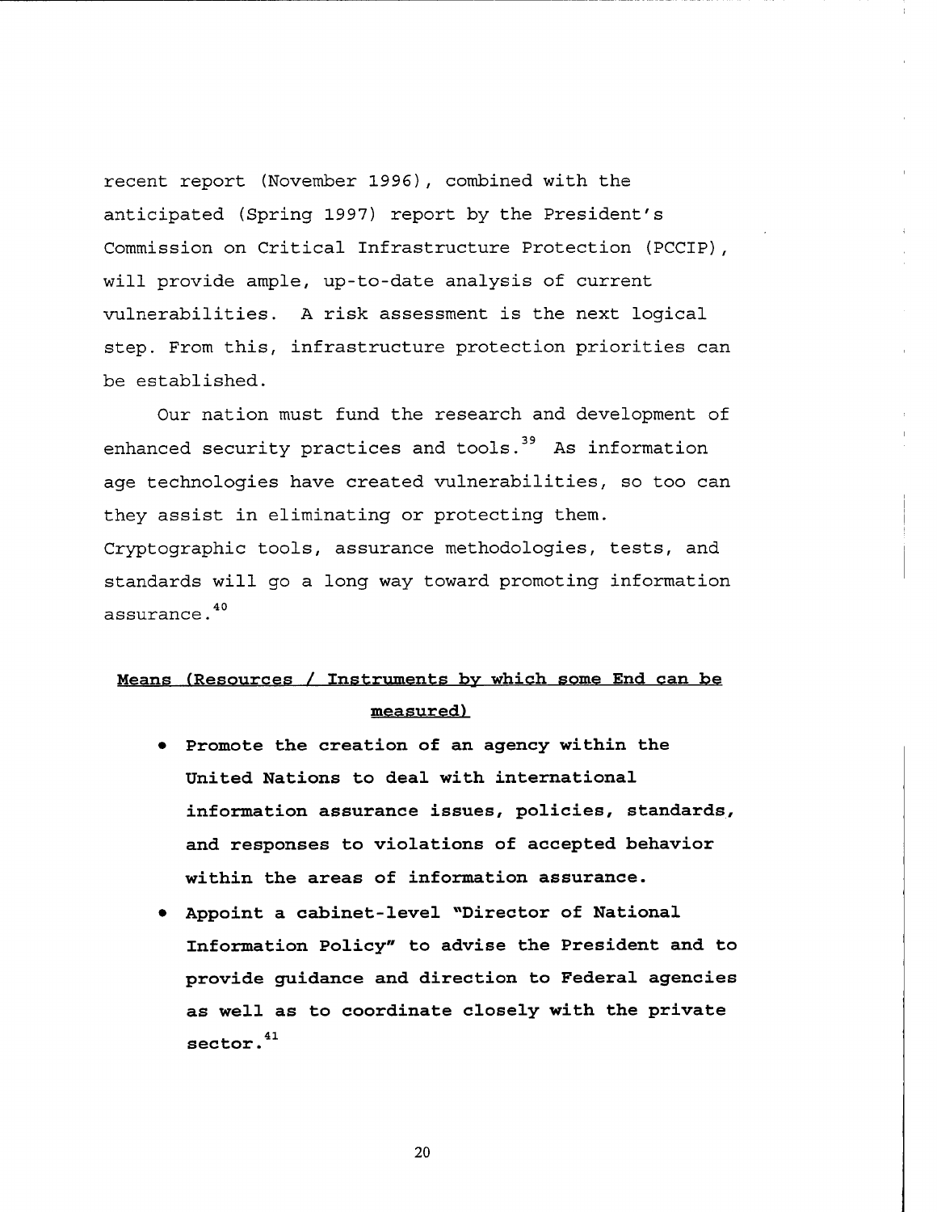recent report (November 1996), combined with the anticipated (Spring 1997) report by the President's Commission on Critical Infrastructure Protection (PCCIP), will provide ample, up-to-date analysis of current vulnerabilities. A risk assessment is the next logical step. From this, infrastructure protection priorities can be established.

Our nation must fund the research and development of enhanced security practices and tools.[39] As information age technologies have created vulnerabilities, so too can they assist in eliminating or protecting them. Cryptographic tools, assurance methodologies, tests, and standards will go a long way toward promoting information assurance.[40]

**Means (Resources / Instruments by which some End can be measured)**

- **Promote the creation of an agency within the United Nations to deal with international information assurance issues, policies, standards, and responses to violations of accepted behavior within the areas of information assurance.**
- **Appoint a cabinet-level "Director of National Information Policy" to advise the President and to provide guidance and direction to Federal agencies as well as to coordinate closely with the private sector.[41]**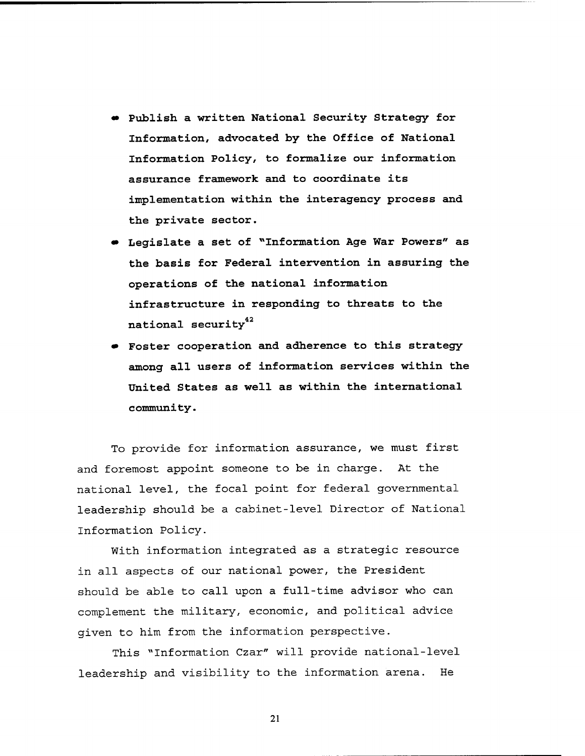- **Publish a written National Security Strategy for Information, advocated by the Office of National Information Policy, to formalize our information assurance framework and to coordinate its implementation within the interagency process and the private sector.**
- **Legislate a set of "Information Age War Powers" as the basis for Federal intervention in assuring the operations of the national information infrastructure in responding to threats to the national security[42]**
- **Foster cooperation and adherence to this strategy among all users of information services within the United States as well as within the international community.**

To provide for information assurance, we must first and foremost appoint someone to be in charge. At the national level, the focal point for federal governmental leadership should be a cabinet-level Director of National Information Policy.

With information integrated as a strategic resource in all aspects of our national power, the President should be able to call upon a full-time advisor who can complement the military, economic, and political advice given to him from the information perspective.

This "Information Czar" will provide national-level leadership and visibility to the information arena. He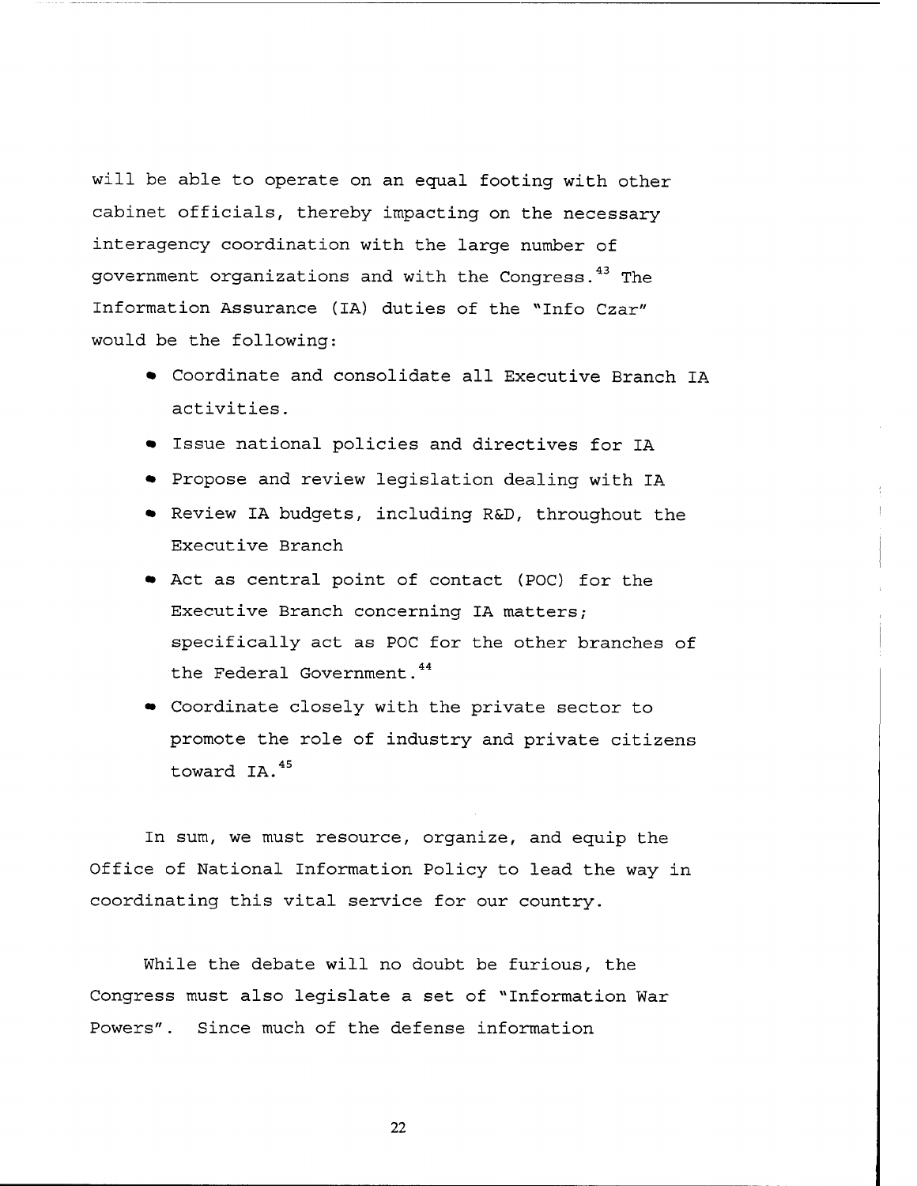will be able to operate on an equal footing with other cabinet officials, thereby impacting on the necessary interagency coordination with the large number of government organizations and with the Congress.[43] The Information Assurance (IA) duties of the "Info Czar" would be the following:

- Coordinate and consolidate all Executive Branch IA activities.
- Issue national policies and directives for IA
- Propose and review legislation dealing with IA
- Review IA budgets, including R&D, throughout the Executive Branch
- Act as central point of contact (POC) for the Executive Branch concerning IA matters; specifically act as POC for the other branches of the Federal Government.[44]
- Coordinate closely with the private sector to promote the role of industry and private citizens toward IA.[45]

In sum, we must resource, organize, and equip the Office of National Information Policy to lead the way in coordinating this vital service for our country.

While the debate will no doubt be furious, the Congress must also legislate a set of "Information War Powers". Since much of the defense information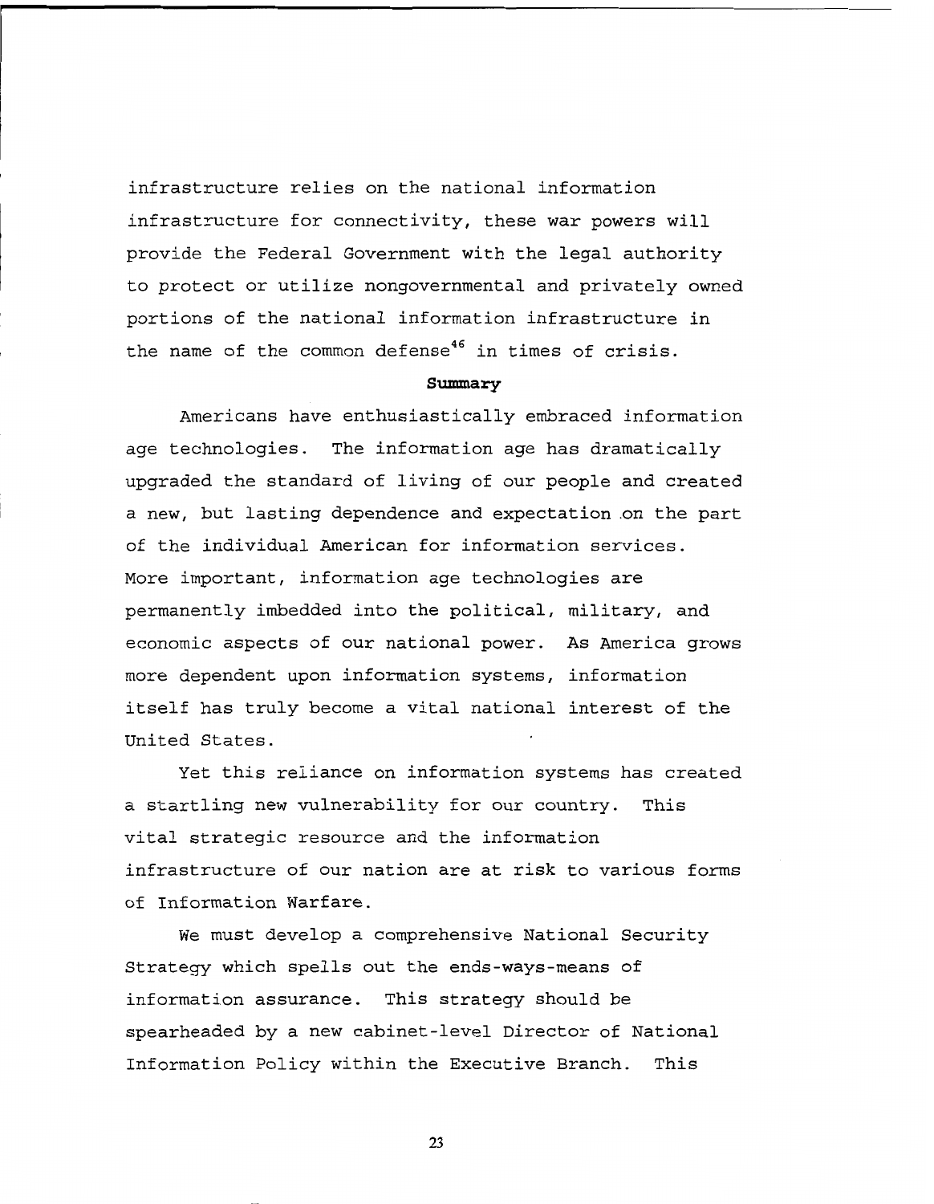infrastructure relies on the national information infrastructure for connectivity, these war powers will provide the Federal Government with the legal authority to protect or utilize nongovernmental and privately owned portions of the national information infrastructure in the name of the common defense[46] in times of crisis.

## Summary

Americans have enthusiastically embraced information age technologies. The information age has dramatically upgraded the standard of living of our people and created a new, but lasting dependence and expectation on the part of the individual American for information services. More important, information age technologies are permanently imbedded into the political, military, and economic aspects of our national power. As America grows more dependent upon information systems, information itself has truly become a vital national interest of the United States.

Yet this reliance on information systems has created a startling new vulnerability for our country. This vital strategic resource and the information infrastructure of our nation are at risk to various forms of Information Warfare.

We must develop a comprehensive National Security Strategy which spells out the ends-ways-means of information assurance. This strategy should be spearheaded by a new cabinet-level Director of National Information Policy within the Executive Branch. This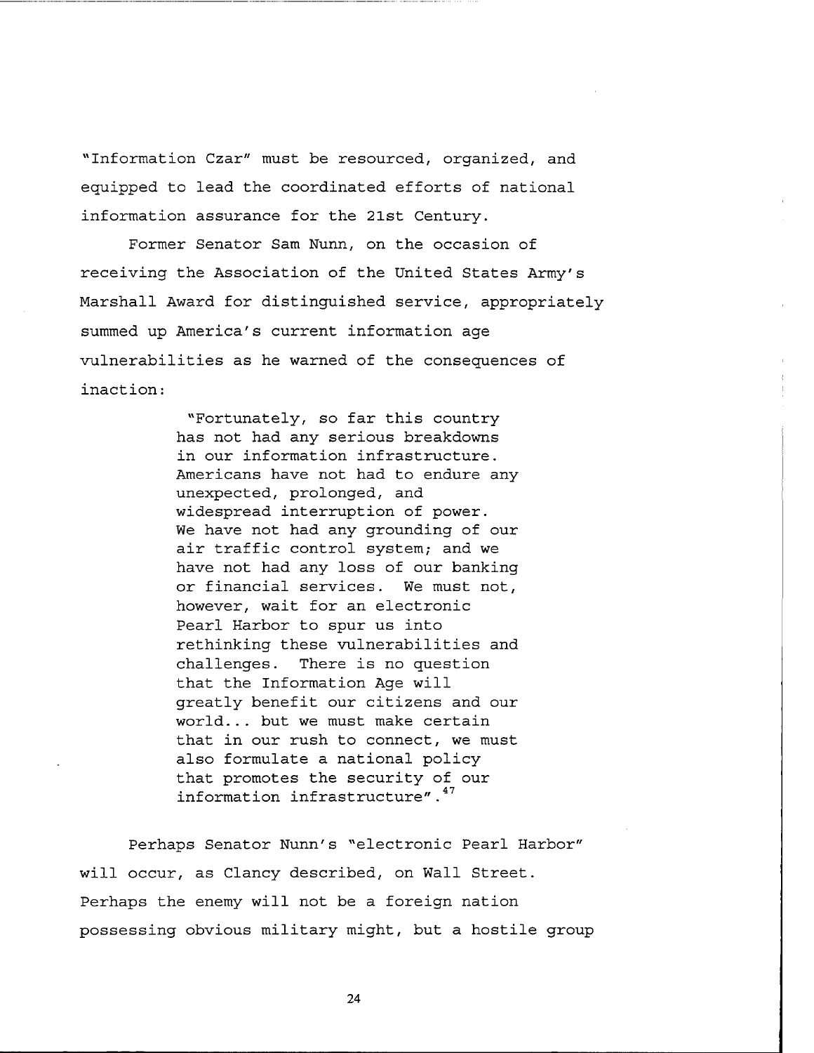"Information Czar" must be resourced, organized, and equipped to lead the coordinated efforts of national information assurance for the 21st Century.

Former Senator Sam Nunn, on the occasion of receiving the Association of the United States Army's Marshall Award for distinguished service, appropriately summed up America's current information age vulnerabilities as he warned of the consequences of inaction:

> "Fortunately, so far this country has not had any serious breakdowns in our information infrastructure. Americans have not had to endure any unexpected, prolonged, and widespread interruption of power. We have not had any grounding of our air traffic control system; and we have not had any loss of our banking or financial services. We must not, however, wait for an electronic Pearl Harbor to spur us into rethinking these vulnerabilities and challenges. There is no question that the Information Age will greatly benefit our citizens and our world... but we must make certain that in our rush to connect, we must also formulate a national policy that promotes the security of our information infrastructure".[47]

Perhaps Senator Nunn's "electronic Pearl Harbor" will occur, as Clancy described, on Wall Street. Perhaps the enemy will not be a foreign nation possessing obvious military might, but a hostile group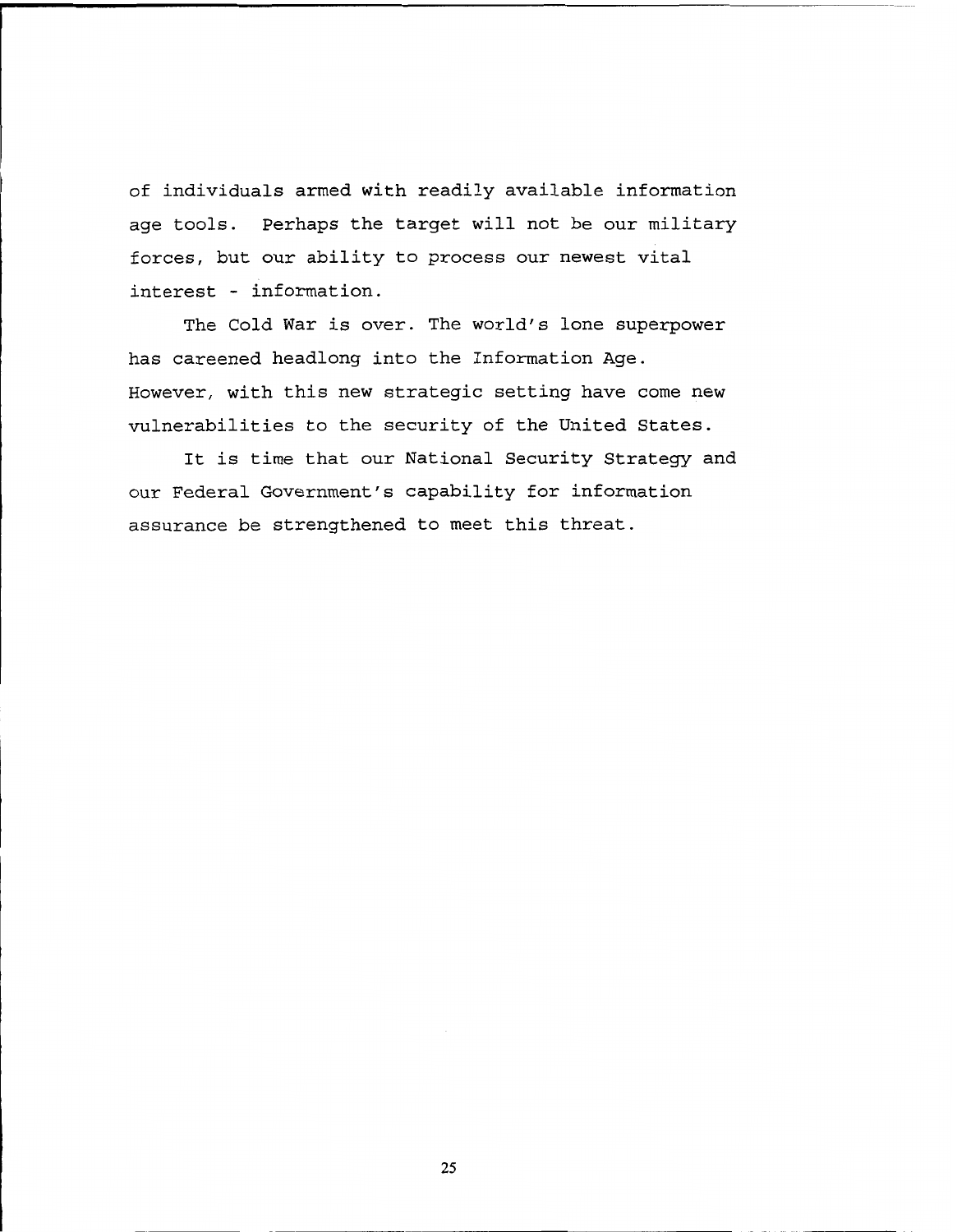of individuals armed with readily available information age tools. Perhaps the target will not be our military forces, but our ability to process our newest vital interest - information.

The Cold War is over. The world's lone superpower has careened headlong into the Information Age. However, with this new strategic setting have come new vulnerabilities to the security of the United States.

It is time that our National Security Strategy and our Federal Government's capability for information assurance be strengthened to meet this threat.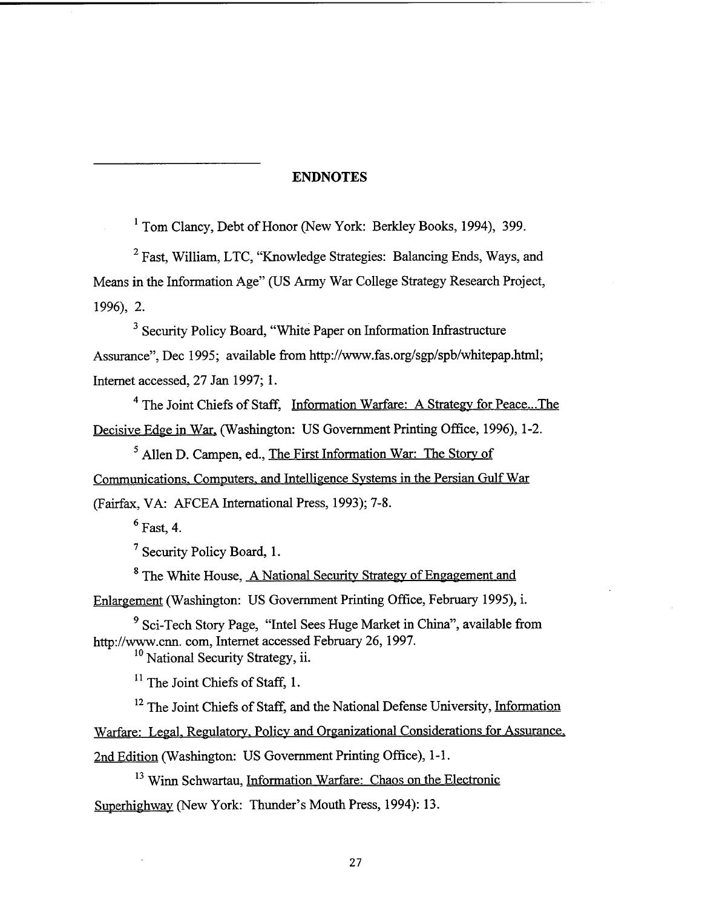# ENDNOTES

[1] Tom Clancy, Debt of Honor (New York: Berkley Books, 1994), 399.

[2] Fast, William, LTC, "Knowledge Strategies: Balancing Ends, Ways, and Means in the Information Age" (US Army War College Strategy Research Project, 1996), 2.

[3] Security Policy Board, "White Paper on Information Infrastructure Assurance", Dec 1995; available from http://www.fas.org/sgp/spb/whitepap.html; Internet accessed, 27 Jan 1997; 1.

[4] The Joint Chiefs of Staff, Information Warfare: A Strategy for Peace...The Decisive Edge in War, (Washington: US Government Printing Office, 1996), 1-2.

[5] Allen D. Campen, ed., The First Information War: The Story of Communications, Computers, and Intelligence Systems in the Persian Gulf War (Fairfax, VA: AFCEA International Press, 1993); 7-8.

[6] Fast, 4.

[7] Security Policy Board, 1.

[8] The White House, A National Security Strategy of Engagement and Enlargement (Washington: US Government Printing Office, February 1995), i.

[9] Sci-Tech Story Page, "Intel Sees Huge Market in China", available from http://www.cnn. com, Internet accessed February 26, 1997.

[10] National Security Strategy, ii.

[11] The Joint Chiefs of Staff, 1.

[12] The Joint Chiefs of Staff, and the National Defense University, Information Warfare: Legal, Regulatory, Policy and Organizational Considerations for Assurance, 2nd Edition (Washington: US Government Printing Office), 1-1.

[13] Winn Schwartau, Information Warfare: Chaos on the Electronic Superhighway (New York: Thunder's Mouth Press, 1994): 13.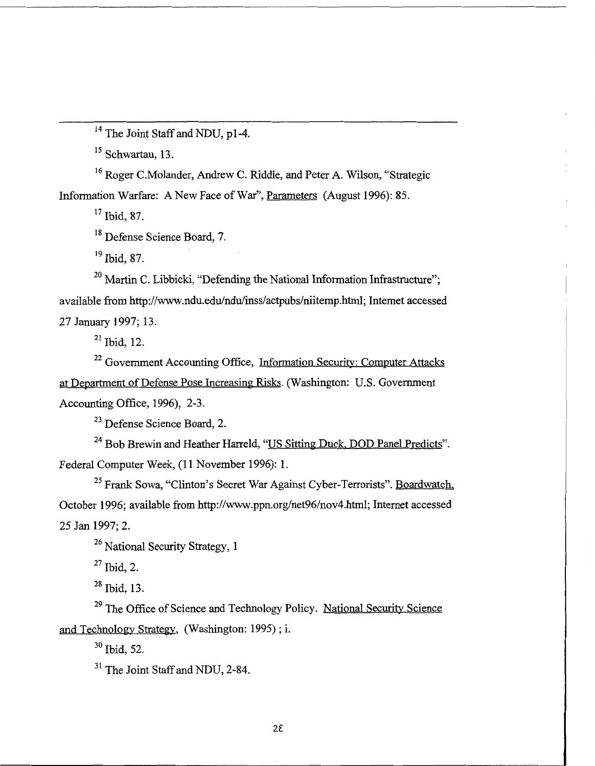[14] The Joint Staff and NDU, p1-4.

[15] Schwartau, 13.

[16] Roger C.Molander, Andrew C. Riddle, and Peter A. Wilson, "Strategic Information Warfare: A New Face of War", Parameters (August 1996): 85.

[17] Ibid, 87.

[18] Defense Science Board, 7.

[19] Ibid, 87.

[20] Martin C. Libbicki, "Defending the National Information Infrastructure"; available from http://www.ndu.edu/ndu/inss/actpubs/niitemp.html; Internet accessed 27 January 1997; 13.

[21] Ibid, 12.

[22] Government Accounting Office, Information Security: Computer Attacks at Department of Defense Pose Increasing Risks. (Washington: U.S. Government Accounting Office, 1996), 2-3.

[23] Defense Science Board, 2.

[24] Bob Brewin and Heather Harreld, "US Sitting Duck, DOD Panel Predicts". Federal Computer Week, (11 November 1996): 1.

[25] Frank Sowa, "Clinton's Secret War Against Cyber-Terrorists". Boardwatch, October 1996; available from http://www.ppn.org/net96/nov4.html; Internet accessed 25 Jan 1997; 2.

[26] National Security Strategy, 1

[27] Ibid, 2.

[28] Ibid, 13.

[29] The Office of Science and Technology Policy. National Security Science and Technology Strategy, (Washington: 1995) ; i.

[30] Ibid, 52.

[31] The Joint Staff and NDU, 2-84.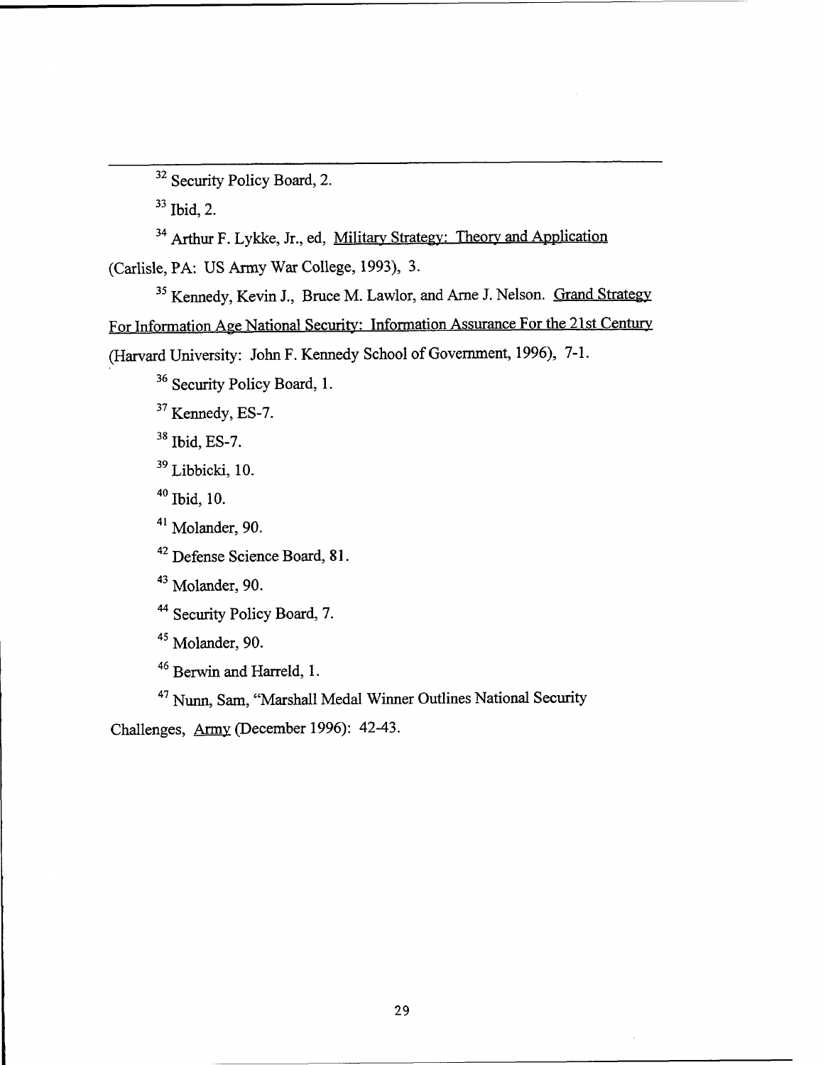[32] Security Policy Board, 2.

[33] Ibid, 2.

[34] Arthur F. Lykke, Jr., ed, Military Strategy: Theory and Application (Carlisle, PA: US Army War College, 1993), 3.

[35] Kennedy, Kevin J., Bruce M. Lawlor, and Arne J. Nelson. Grand Strategy For Information Age National Security: Information Assurance For the 21st Century (Harvard University: John F. Kennedy School of Government, 1996), 7-1.

[36] Security Policy Board, 1.

[37] Kennedy, ES-7.

[38] Ibid, ES-7.

[39] Libbicki, 10.

[40] Ibid, 10.

[41] Molander, 90.

[42] Defense Science Board, 81.

[43] Molander, 90.

[44] Security Policy Board, 7.

[45] Molander, 90.

[46] Berwin and Harreld, 1.

[47] Nunn, Sam, "Marshall Medal Winner Outlines National Security Challenges, Army (December 1996): 42-43.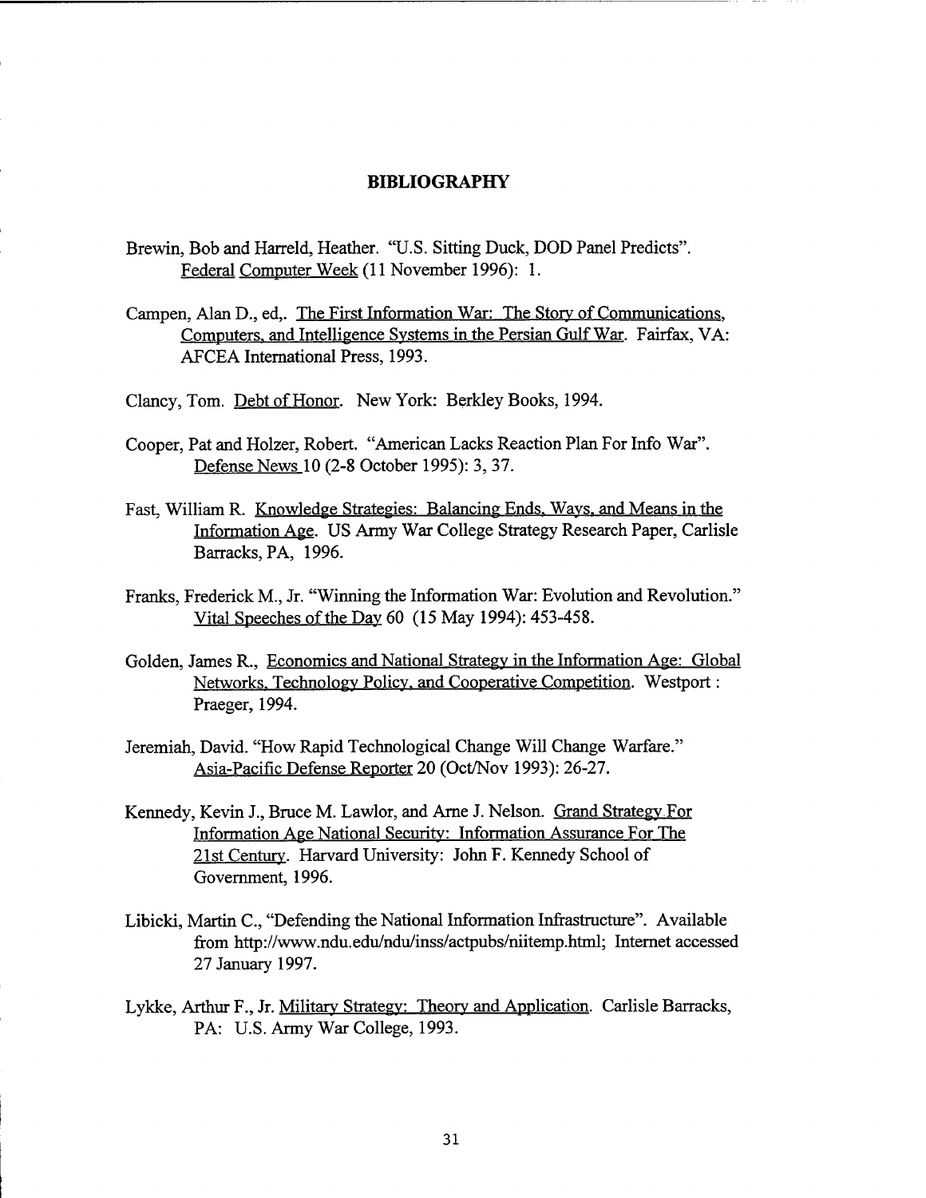## BIBLIOGRAPHY

Brewin, Bob and Harreld, Heather. "U.S. Sitting Duck, DOD Panel Predicts". Federal Computer Week (11 November 1996): 1.

Campen, Alan D., ed,. The First Information War: The Story of Communications, Computers, and Intelligence Systems in the Persian Gulf War. Fairfax, VA: AFCEA International Press, 1993.

Clancy, Tom. Debt of Honor. New York: Berkley Books, 1994.

Cooper, Pat and Holzer, Robert. "American Lacks Reaction Plan For Info War". Defense News 10 (2-8 October 1995): 3, 37.

Fast, William R. Knowledge Strategies: Balancing Ends, Ways, and Means in the Information Age. US Army War College Strategy Research Paper, Carlisle Barracks, PA, 1996.

Franks, Frederick M., Jr. "Winning the Information War: Evolution and Revolution." Vital Speeches of the Day 60 (15 May 1994): 453-458.

Golden, James R., Economics and National Strategy in the Information Age: Global Networks, Technology Policy, and Cooperative Competition. Westport : Praeger, 1994.

Jeremiah, David. "How Rapid Technological Change Will Change Warfare." Asia-Pacific Defense Reporter 20 (Oct/Nov 1993): 26-27.

Kennedy, Kevin J., Bruce M. Lawlor, and Arne J. Nelson. Grand Strategy For Information Age National Security: Information Assurance For The 21st Century. Harvard University: John F. Kennedy School of Government, 1996.

Libicki, Martin C., "Defending the National Information Infrastructure". Available from http://www.ndu.edu/ndu/inss/actpubs/niitemp.html; Internet accessed 27 January 1997.

Lykke, Arthur F., Jr. Military Strategy: Theory and Application. Carlisle Barracks, PA: U.S. Army War College, 1993.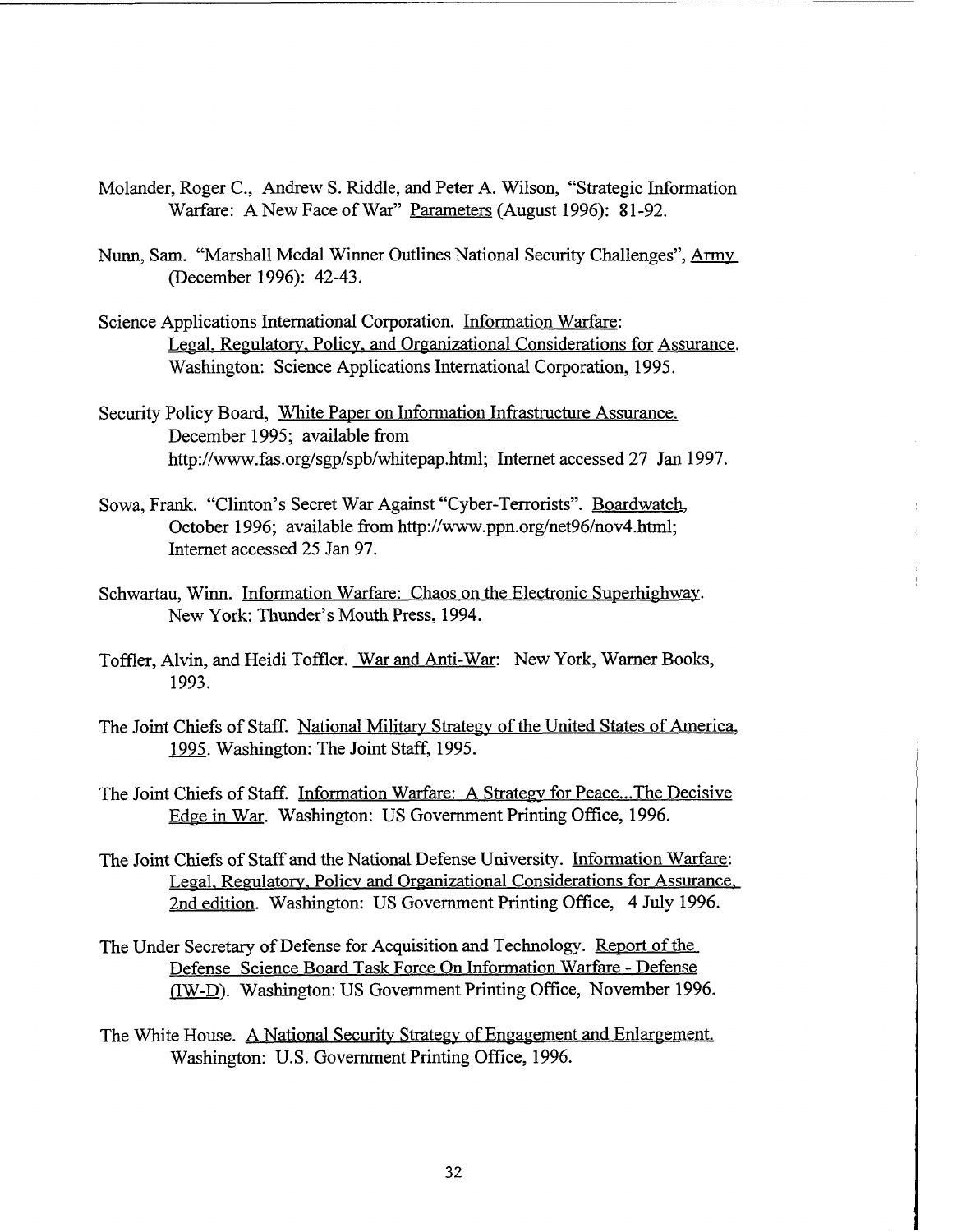Molander, Roger C., Andrew S. Riddle, and Peter A. Wilson, "Strategic Information Warfare: A New Face of War" Parameters (August 1996): 81-92.

Nunn, Sam. "Marshall Medal Winner Outlines National Security Challenges", Army (December 1996): 42-43.

Science Applications International Corporation. Information Warfare: Legal, Regulatory, Policy, and Organizational Considerations for Assurance. Washington: Science Applications International Corporation, 1995.

Security Policy Board, White Paper on Information Infrastructure Assurance. December 1995; available from http://www.fas.org/sgp/spb/whitepap.html; Internet accessed 27 Jan 1997.

Sowa, Frank. "Clinton's Secret War Against "Cyber-Terrorists". Boardwatch, October 1996; available from http://www.ppn.org/net96/nov4.html; Internet accessed 25 Jan 97.

Schwartau, Winn. Information Warfare: Chaos on the Electronic Superhighway. New York: Thunder's Mouth Press, 1994.

Toffler, Alvin, and Heidi Toffler. War and Anti-War: New York, Warner Books, 1993.

The Joint Chiefs of Staff. National Military Strategy of the United States of America, 1995. Washington: The Joint Staff, 1995.

The Joint Chiefs of Staff. Information Warfare: A Strategy for Peace...The Decisive Edge in War. Washington: US Government Printing Office, 1996.

The Joint Chiefs of Staff and the National Defense University. Information Warfare: Legal, Regulatory, Policy and Organizational Considerations for Assurance, 2nd edition. Washington: US Government Printing Office, 4 July 1996.

The Under Secretary of Defense for Acquisition and Technology. Report of the Defense Science Board Task Force On Information Warfare - Defense (IW-D). Washington: US Government Printing Office, November 1996.

The White House. A National Security Strategy of Engagement and Enlargement. Washington: U.S. Government Printing Office, 1996.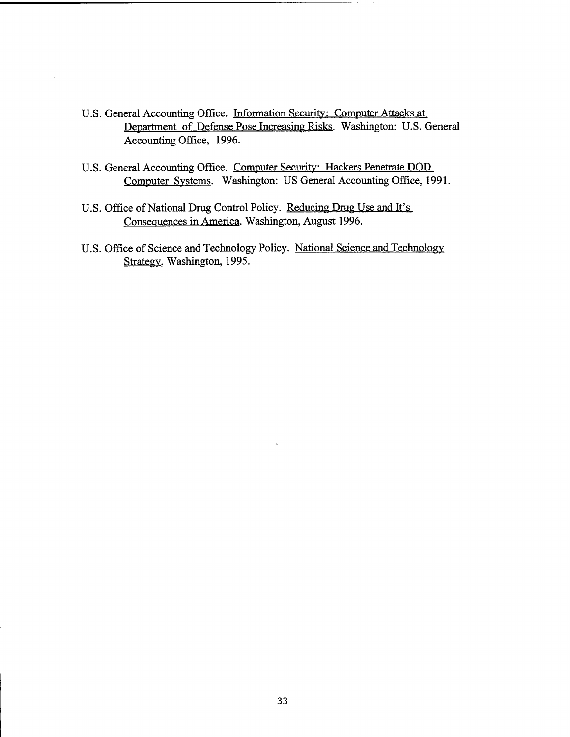U.S. General Accounting Office. Information Security: Computer Attacks at Department of Defense Pose Increasing Risks. Washington: U.S. General Accounting Office, 1996.

U.S. General Accounting Office. Computer Security: Hackers Penetrate DOD Computer Systems. Washington: US General Accounting Office, 1991.

U.S. Office of National Drug Control Policy. Reducing Drug Use and It's Consequences in America. Washington, August 1996.

U.S. Office of Science and Technology Policy. National Science and Technology Strategy, Washington, 1995.